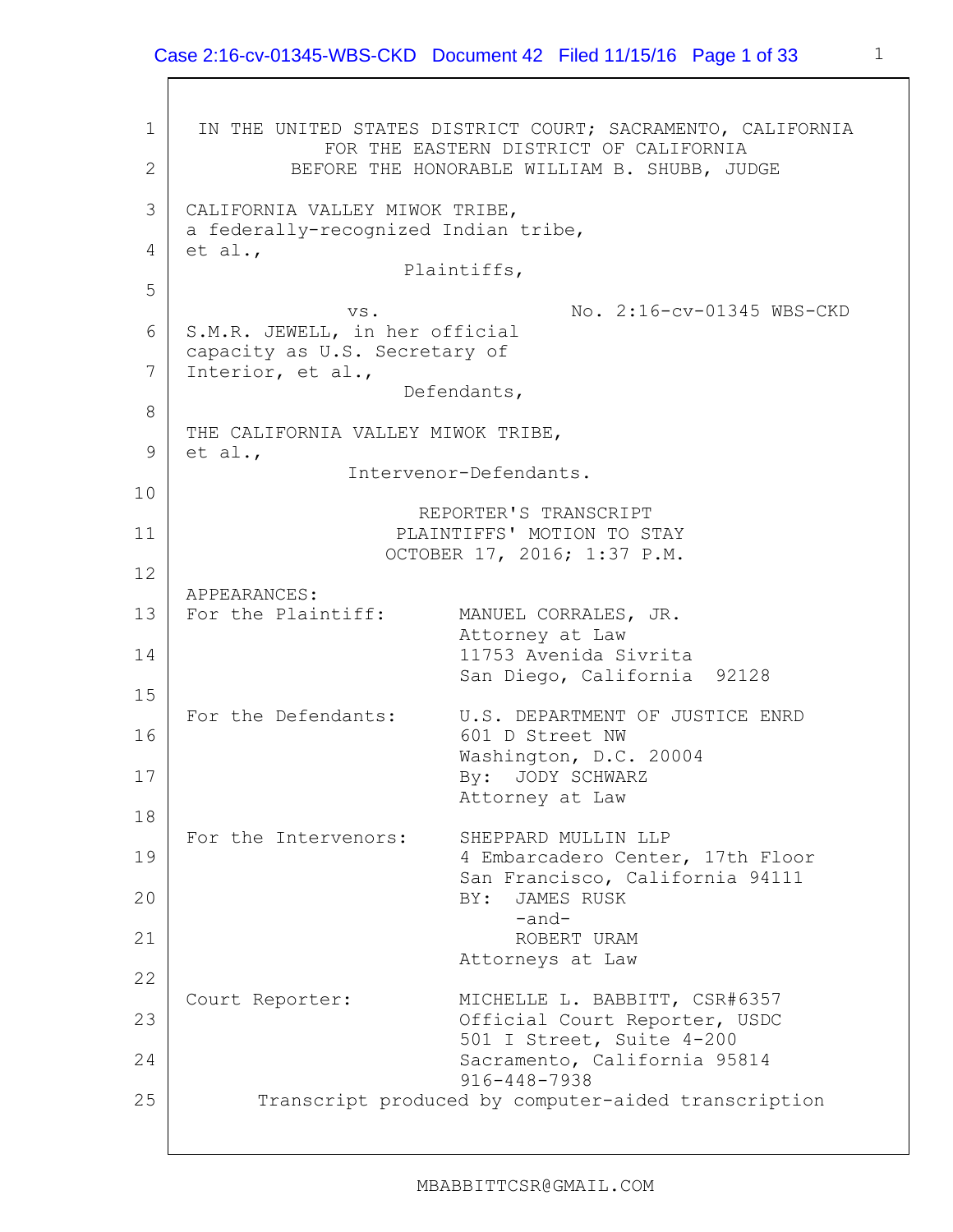IN THE UNITED STATES DISTRICT COURT; SACRAMENTO, CALIFORNIA
FOR THE EASTERN DISTRICT OF CALIFORNIA
BEFORE THE HONORABLE WILLIAM B. SHUBB, JUDGE

CALIFORNIA VALLEY MIWOK TRIBE,
a federally-recognized Indian tribe,
et al.,
Plaintiffs,

vs. No. 2:16-cv-01345 WBS-CKD

S.M.R. JEWELL, in her official
capacity as U.S. Secretary of
Interior, et al.,
Defendants,

THE CALIFORNIA VALLEY MIWOK TRIBE,
et al.,
Intervenor-Defendants.

REPORTER'S TRANSCRIPT
PLAINTIFFS' MOTION TO STAY
OCTOBER 17, 2016; 1:37 P.M.

APPEARANCES:

For the Plaintiff: MANUEL CORRALES, JR.
Attorney at Law
11753 Avenida Sivrita
San Diego, California 92128

For the Defendants: U.S. DEPARTMENT OF JUSTICE ENRD
601 D Street NW
Washington, D.C. 20004
By: JODY SCHWARZ
Attorney at Law

For the Intervenors: SHEPPARD MULLIN LLP
4 Embarcadero Center, 17th Floor
San Francisco, California 94111
BY: JAMES RUSK
-and-
ROBERT URAM
Attorneys at Law

Court Reporter: MICHELLE L. BABBITT, CSR#6357
Official Court Reporter, USDC
501 I Street, Suite 4-200
Sacramento, California 95814
916-448-7938

Transcript produced by computer-aided transcription

MBABBITTCSR@GMAIL.COM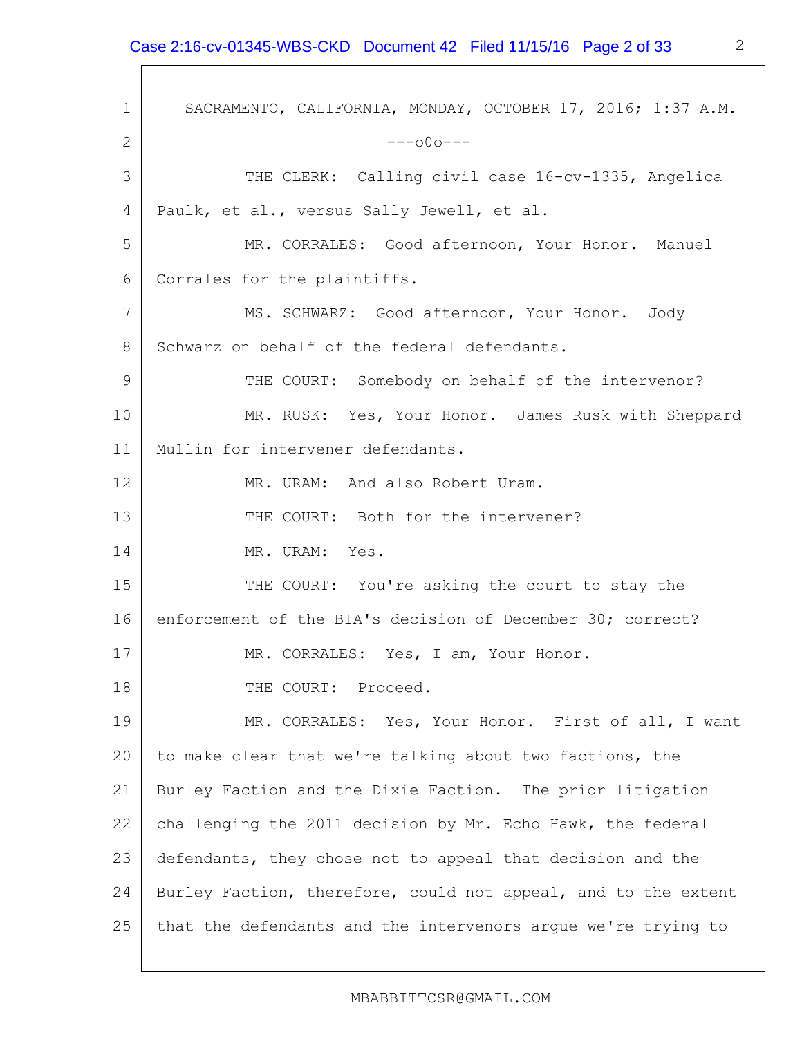SACRAMENTO, CALIFORNIA, MONDAY, OCTOBER 17, 2016; 1:37 A.M.

---o0o---

THE CLERK: Calling civil case 16-cv-1335, Angelica Paulk, et al., versus Sally Jewell, et al.

MR. CORRALES: Good afternoon, Your Honor. Manuel Corrales for the plaintiffs.

MS. SCHWARZ: Good afternoon, Your Honor. Jody Schwarz on behalf of the federal defendants.

THE COURT: Somebody on behalf of the intervenor?

MR. RUSK: Yes, Your Honor. James Rusk with Sheppard Mullin for intervener defendants.

MR. URAM: And also Robert Uram.

THE COURT: Both for the intervener?

MR. URAM: Yes.

THE COURT: You're asking the court to stay the enforcement of the BIA's decision of December 30; correct?

MR. CORRALES: Yes, I am, Your Honor.

THE COURT: Proceed.

MR. CORRALES: Yes, Your Honor. First of all, I want to make clear that we're talking about two factions, the Burley Faction and the Dixie Faction. The prior litigation challenging the 2011 decision by Mr. Echo Hawk, the federal defendants, they chose not to appeal that decision and the Burley Faction, therefore, could not appeal, and to the extent that the defendants and the intervenors argue we're trying to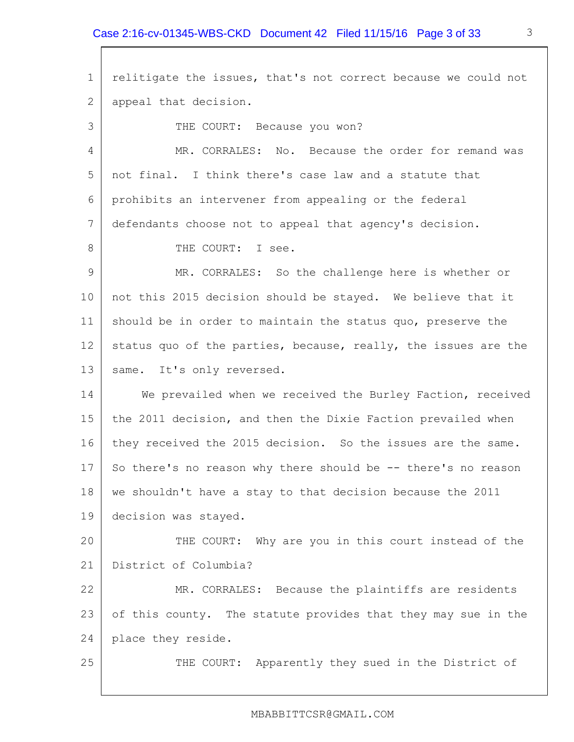relitigate the issues, that's not correct because we could not appeal that decision.

THE COURT: Because you won?

MR. CORRALES: No. Because the order for remand was not final. I think there's case law and a statute that prohibits an intervener from appealing or the federal defendants choose not to appeal that agency's decision.

THE COURT: I see.

MR. CORRALES: So the challenge here is whether or not this 2015 decision should be stayed. We believe that it should be in order to maintain the status quo, preserve the status quo of the parties, because, really, the issues are the same. It's only reversed.

We prevailed when we received the Burley Faction, received the 2011 decision, and then the Dixie Faction prevailed when they received the 2015 decision. So the issues are the same. So there's no reason why there should be -- there's no reason we shouldn't have a stay to that decision because the 2011 decision was stayed.

THE COURT: Why are you in this court instead of the District of Columbia?

MR. CORRALES: Because the plaintiffs are residents of this county. The statute provides that they may sue in the place they reside.

THE COURT: Apparently they sued in the District of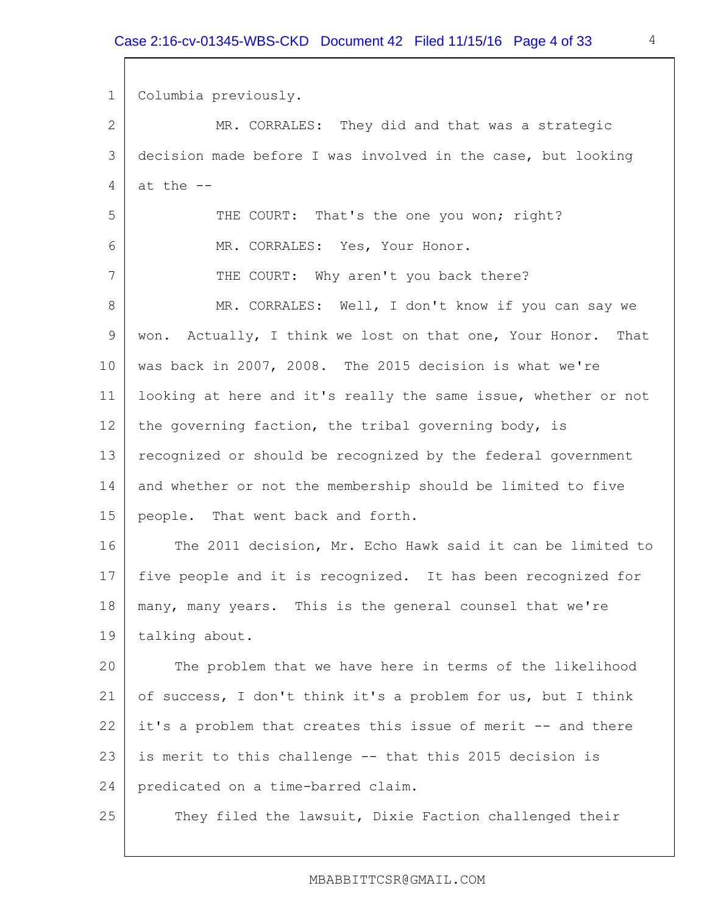Columbia previously.

MR. CORRALES: They did and that was a strategic decision made before I was involved in the case, but looking at the --

THE COURT: That's the one you won; right?

MR. CORRALES: Yes, Your Honor.

THE COURT: Why aren't you back there?

MR. CORRALES: Well, I don't know if you can say we won. Actually, I think we lost on that one, Your Honor. That was back in 2007, 2008. The 2015 decision is what we're looking at here and it's really the same issue, whether or not the governing faction, the tribal governing body, is recognized or should be recognized by the federal government and whether or not the membership should be limited to five people. That went back and forth.

The 2011 decision, Mr. Echo Hawk said it can be limited to five people and it is recognized. It has been recognized for many, many years. This is the general counsel that we're talking about.

The problem that we have here in terms of the likelihood of success, I don't think it's a problem for us, but I think it's a problem that creates this issue of merit -- and there is merit to this challenge -- that this 2015 decision is predicated on a time-barred claim.

They filed the lawsuit, Dixie Faction challenged their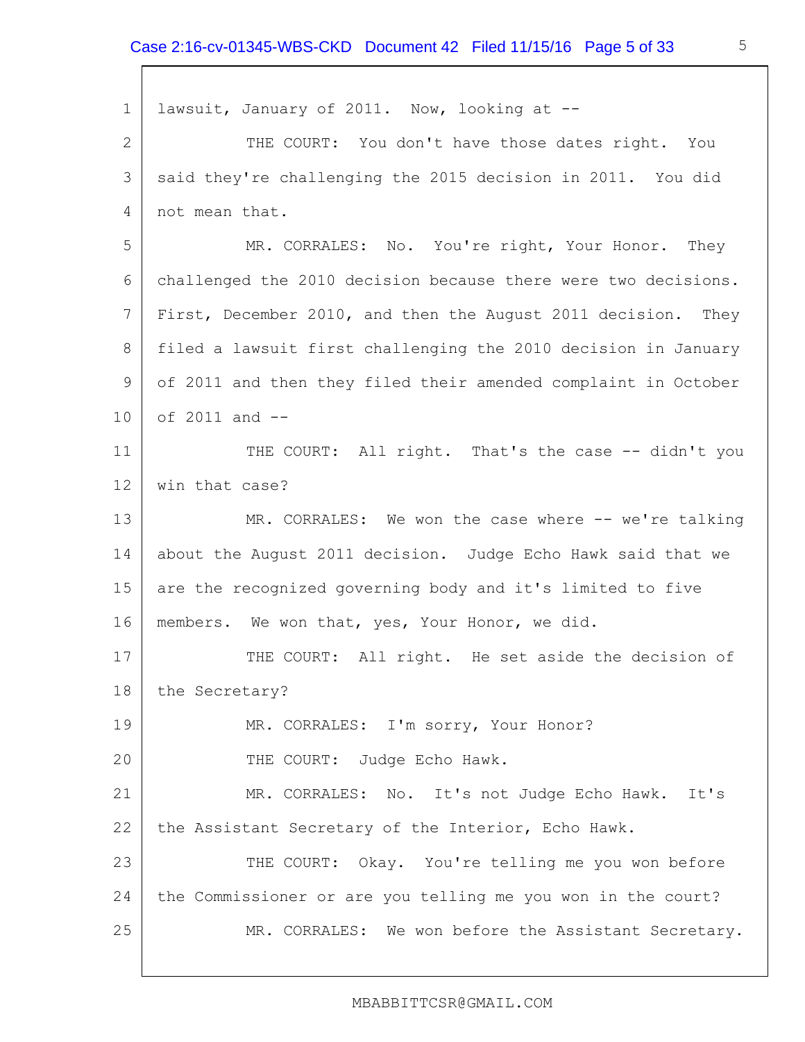lawsuit, January of 2011. Now, looking at --

THE COURT: You don't have those dates right. You said they're challenging the 2015 decision in 2011. You did not mean that.

MR. CORRALES: No. You're right, Your Honor. They challenged the 2010 decision because there were two decisions. First, December 2010, and then the August 2011 decision. They filed a lawsuit first challenging the 2010 decision in January of 2011 and then they filed their amended complaint in October of 2011 and --

THE COURT: All right. That's the case -- didn't you win that case?

MR. CORRALES: We won the case where -- we're talking about the August 2011 decision. Judge Echo Hawk said that we are the recognized governing body and it's limited to five members. We won that, yes, Your Honor, we did.

THE COURT: All right. He set aside the decision of the Secretary?

MR. CORRALES: I'm sorry, Your Honor?

THE COURT: Judge Echo Hawk.

MR. CORRALES: No. It's not Judge Echo Hawk. It's the Assistant Secretary of the Interior, Echo Hawk.

THE COURT: Okay. You're telling me you won before the Commissioner or are you telling me you won in the court?

MR. CORRALES: We won before the Assistant Secretary.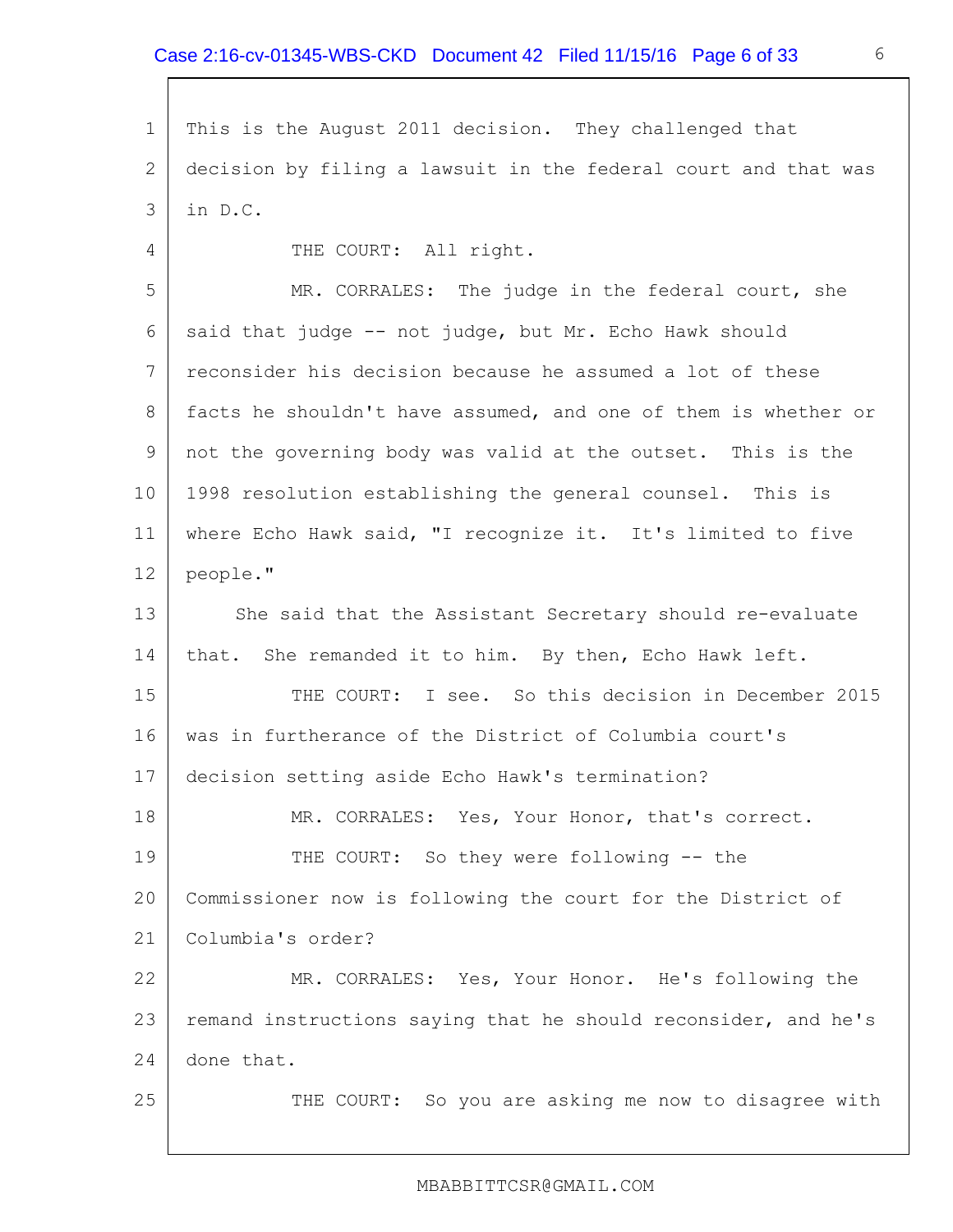This is the August 2011 decision. They challenged that decision by filing a lawsuit in the federal court and that was in D.C.

THE COURT: All right.

MR. CORRALES: The judge in the federal court, she said that judge -- not judge, but Mr. Echo Hawk should reconsider his decision because he assumed a lot of these facts he shouldn't have assumed, and one of them is whether or not the governing body was valid at the outset. This is the 1998 resolution establishing the general counsel. This is where Echo Hawk said, "I recognize it. It's limited to five people."

She said that the Assistant Secretary should re-evaluate that. She remanded it to him. By then, Echo Hawk left.

THE COURT: I see. So this decision in December 2015 was in furtherance of the District of Columbia court's decision setting aside Echo Hawk's termination?

MR. CORRALES: Yes, Your Honor, that's correct.

THE COURT: So they were following -- the Commissioner now is following the court for the District of Columbia's order?

MR. CORRALES: Yes, Your Honor. He's following the remand instructions saying that he should reconsider, and he's done that.

THE COURT: So you are asking me now to disagree with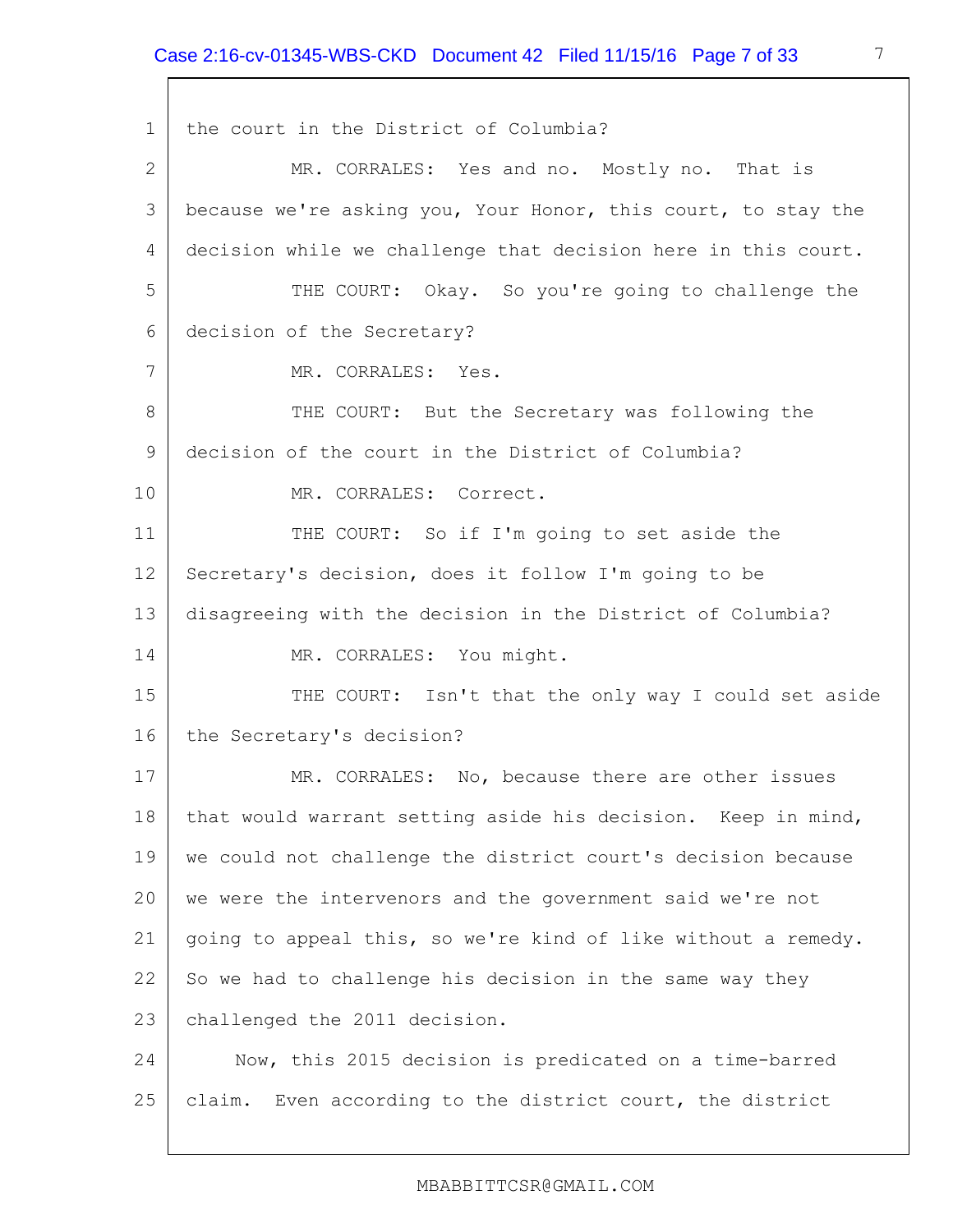the court in the District of Columbia?

MR. CORRALES: Yes and no. Mostly no. That is because we're asking you, Your Honor, this court, to stay the decision while we challenge that decision here in this court.

THE COURT: Okay. So you're going to challenge the decision of the Secretary?

MR. CORRALES: Yes.

THE COURT: But the Secretary was following the decision of the court in the District of Columbia?

MR. CORRALES: Correct.

THE COURT: So if I'm going to set aside the Secretary's decision, does it follow I'm going to be disagreeing with the decision in the District of Columbia?

MR. CORRALES: You might.

THE COURT: Isn't that the only way I could set aside the Secretary's decision?

MR. CORRALES: No, because there are other issues that would warrant setting aside his decision. Keep in mind, we could not challenge the district court's decision because we were the intervenors and the government said we're not going to appeal this, so we're kind of like without a remedy. So we had to challenge his decision in the same way they challenged the 2011 decision.

Now, this 2015 decision is predicated on a time-barred claim. Even according to the district court, the district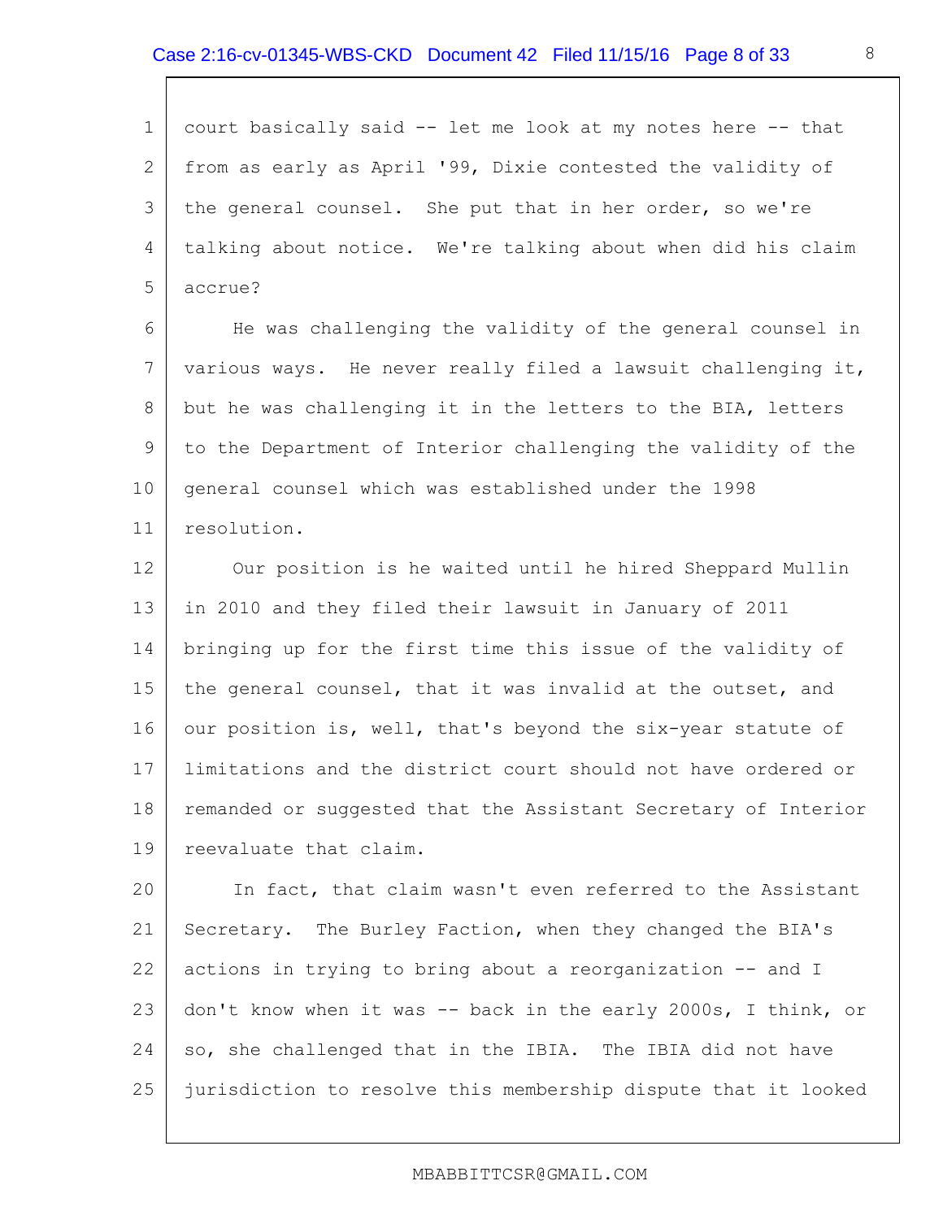court basically said -- let me look at my notes here -- that from as early as April '99, Dixie contested the validity of the general counsel. She put that in her order, so we're talking about notice. We're talking about when did his claim accrue?

He was challenging the validity of the general counsel in various ways. He never really filed a lawsuit challenging it, but he was challenging it in the letters to the BIA, letters to the Department of Interior challenging the validity of the general counsel which was established under the 1998 resolution.

Our position is he waited until he hired Sheppard Mullin in 2010 and they filed their lawsuit in January of 2011 bringing up for the first time this issue of the validity of the general counsel, that it was invalid at the outset, and our position is, well, that's beyond the six-year statute of limitations and the district court should not have ordered or remanded or suggested that the Assistant Secretary of Interior reevaluate that claim.

In fact, that claim wasn't even referred to the Assistant Secretary. The Burley Faction, when they changed the BIA's actions in trying to bring about a reorganization -- and I don't know when it was -- back in the early 2000s, I think, or so, she challenged that in the IBIA. The IBIA did not have jurisdiction to resolve this membership dispute that it looked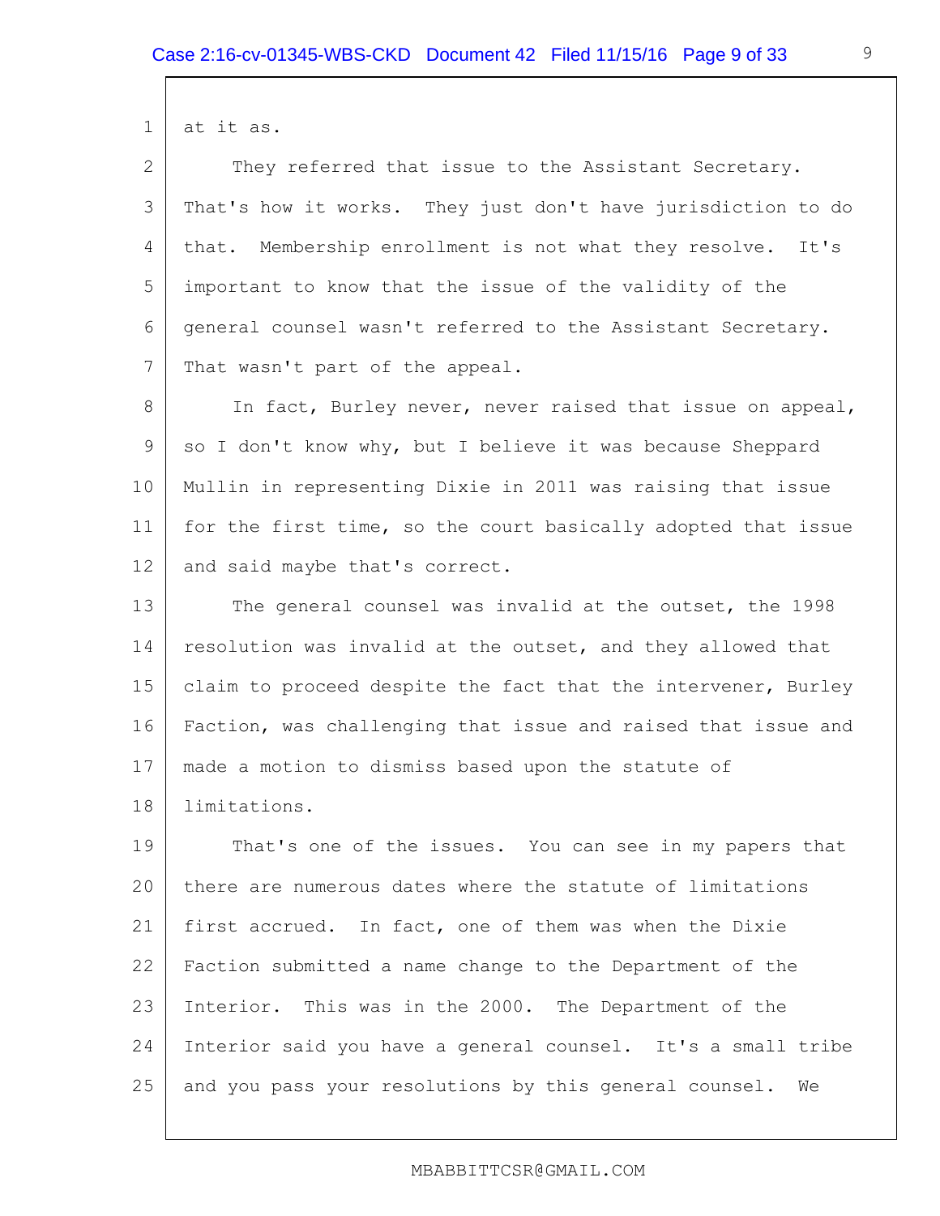at it as.

They referred that issue to the Assistant Secretary. That's how it works. They just don't have jurisdiction to do that. Membership enrollment is not what they resolve. It's important to know that the issue of the validity of the general counsel wasn't referred to the Assistant Secretary. That wasn't part of the appeal.

In fact, Burley never, never raised that issue on appeal, so I don't know why, but I believe it was because Sheppard Mullin in representing Dixie in 2011 was raising that issue for the first time, so the court basically adopted that issue and said maybe that's correct.

The general counsel was invalid at the outset, the 1998 resolution was invalid at the outset, and they allowed that claim to proceed despite the fact that the intervener, Burley Faction, was challenging that issue and raised that issue and made a motion to dismiss based upon the statute of limitations.

That's one of the issues. You can see in my papers that there are numerous dates where the statute of limitations first accrued. In fact, one of them was when the Dixie Faction submitted a name change to the Department of the Interior. This was in the 2000. The Department of the Interior said you have a general counsel. It's a small tribe and you pass your resolutions by this general counsel. We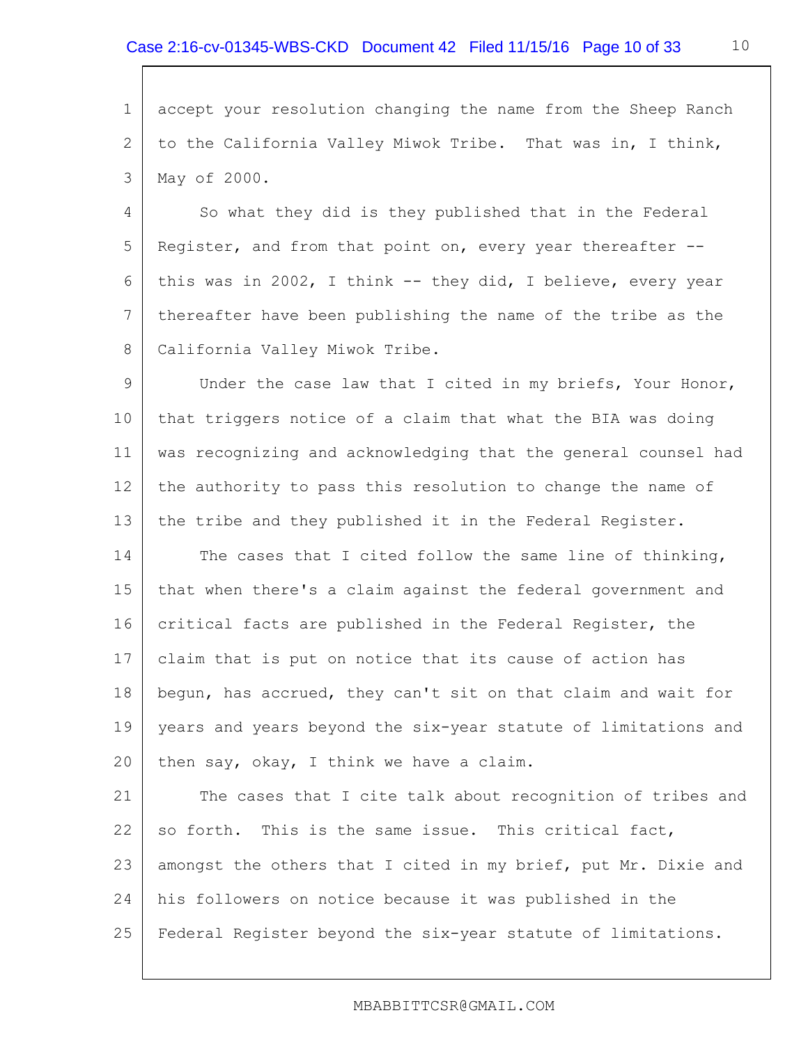accept your resolution changing the name from the Sheep Ranch to the California Valley Miwok Tribe. That was in, I think, May of 2000.

So what they did is they published that in the Federal Register, and from that point on, every year thereafter -- this was in 2002, I think -- they did, I believe, every year thereafter have been publishing the name of the tribe as the California Valley Miwok Tribe.

Under the case law that I cited in my briefs, Your Honor, that triggers notice of a claim that what the BIA was doing was recognizing and acknowledging that the general counsel had the authority to pass this resolution to change the name of the tribe and they published it in the Federal Register.

The cases that I cited follow the same line of thinking, that when there's a claim against the federal government and critical facts are published in the Federal Register, the claim that is put on notice that its cause of action has begun, has accrued, they can't sit on that claim and wait for years and years beyond the six-year statute of limitations and then say, okay, I think we have a claim.

The cases that I cite talk about recognition of tribes and so forth. This is the same issue. This critical fact, amongst the others that I cited in my brief, put Mr. Dixie and his followers on notice because it was published in the Federal Register beyond the six-year statute of limitations.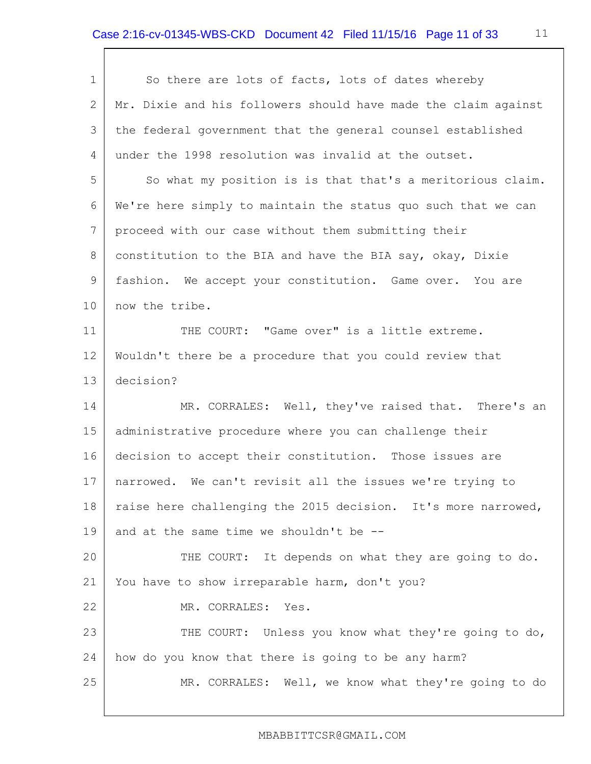So there are lots of facts, lots of dates whereby Mr. Dixie and his followers should have made the claim against the federal government that the general counsel established under the 1998 resolution was invalid at the outset.

So what my position is is that that's a meritorious claim. We're here simply to maintain the status quo such that we can proceed with our case without them submitting their constitution to the BIA and have the BIA say, okay, Dixie fashion. We accept your constitution. Game over. You are now the tribe.

THE COURT: "Game over" is a little extreme. Wouldn't there be a procedure that you could review that decision?

MR. CORRALES: Well, they've raised that. There's an administrative procedure where you can challenge their decision to accept their constitution. Those issues are narrowed. We can't revisit all the issues we're trying to raise here challenging the 2015 decision. It's more narrowed, and at the same time we shouldn't be --

THE COURT: It depends on what they are going to do. You have to show irreparable harm, don't you?

MR. CORRALES: Yes.

THE COURT: Unless you know what they're going to do, how do you know that there is going to be any harm?

MR. CORRALES: Well, we know what they're going to do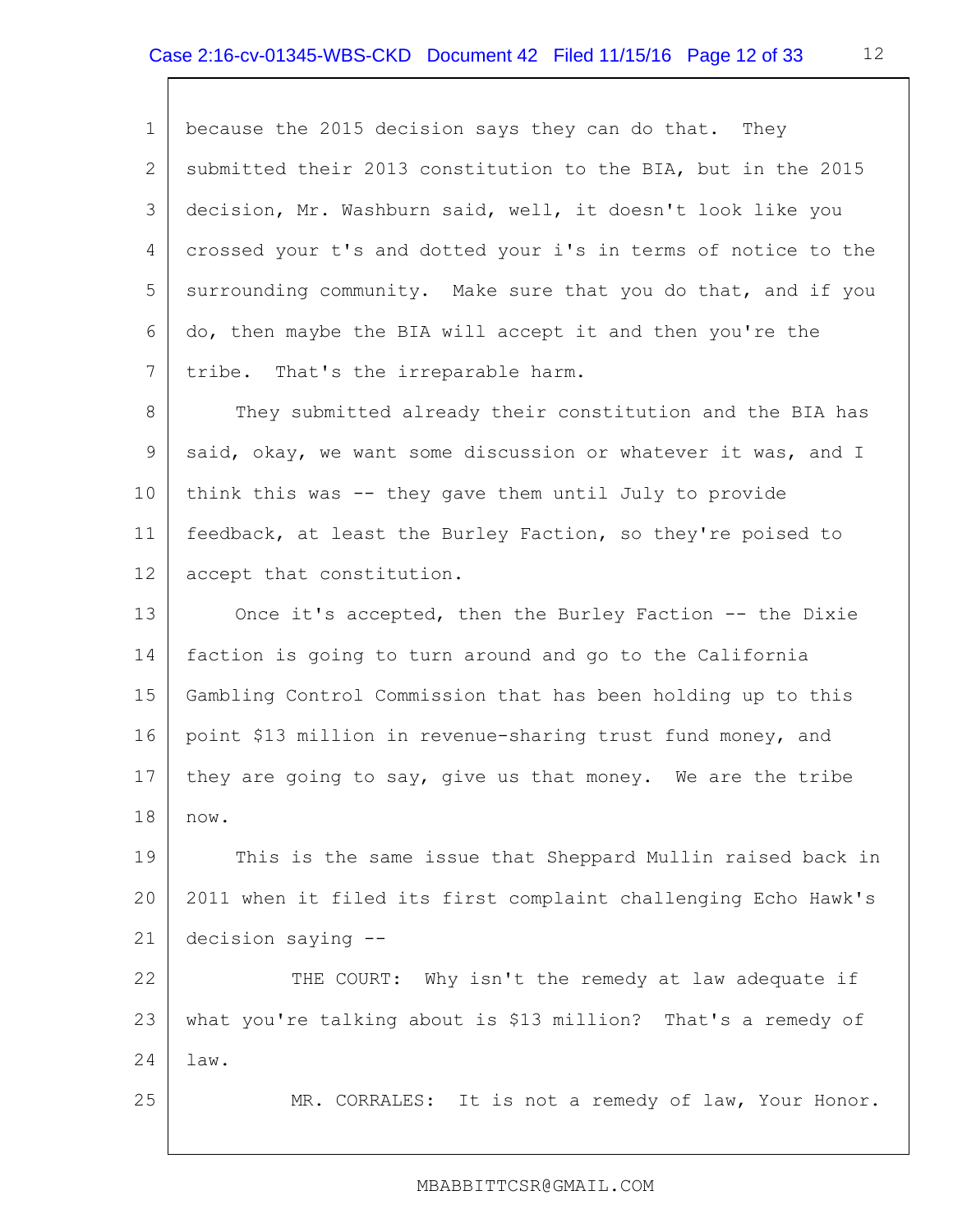because the 2015 decision says they can do that. They submitted their 2013 constitution to the BIA, but in the 2015 decision, Mr. Washburn said, well, it doesn't look like you crossed your t's and dotted your i's in terms of notice to the surrounding community. Make sure that you do that, and if you do, then maybe the BIA will accept it and then you're the tribe. That's the irreparable harm.

They submitted already their constitution and the BIA has said, okay, we want some discussion or whatever it was, and I think this was -- they gave them until July to provide feedback, at least the Burley Faction, so they're poised to accept that constitution.

Once it's accepted, then the Burley Faction -- the Dixie faction is going to turn around and go to the California Gambling Control Commission that has been holding up to this point $13 million in revenue-sharing trust fund money, and they are going to say, give us that money. We are the tribe now.

This is the same issue that Sheppard Mullin raised back in 2011 when it filed its first complaint challenging Echo Hawk's decision saying --

THE COURT: Why isn't the remedy at law adequate if what you're talking about is $13 million? That's a remedy of law.

MR. CORRALES: It is not a remedy of law, Your Honor.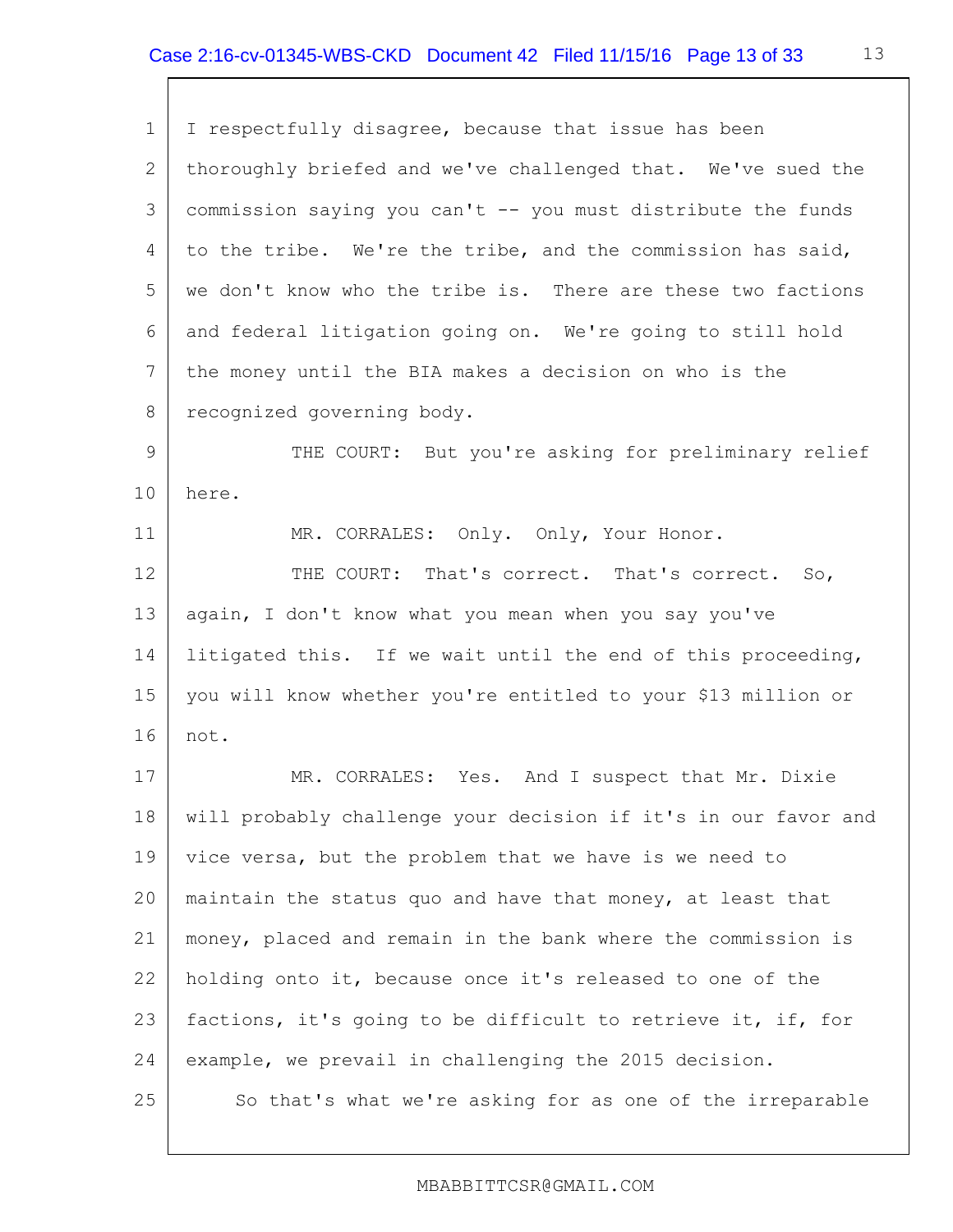I respectfully disagree, because that issue has been thoroughly briefed and we've challenged that. We've sued the commission saying you can't -- you must distribute the funds to the tribe. We're the tribe, and the commission has said, we don't know who the tribe is. There are these two factions and federal litigation going on. We're going to still hold the money until the BIA makes a decision on who is the recognized governing body.

THE COURT: But you're asking for preliminary relief here.

MR. CORRALES: Only. Only, Your Honor.

THE COURT: That's correct. That's correct. So, again, I don't know what you mean when you say you've litigated this. If we wait until the end of this proceeding, you will know whether you're entitled to your $13 million or not.

MR. CORRALES: Yes. And I suspect that Mr. Dixie will probably challenge your decision if it's in our favor and vice versa, but the problem that we have is we need to maintain the status quo and have that money, at least that money, placed and remain in the bank where the commission is holding onto it, because once it's released to one of the factions, it's going to be difficult to retrieve it, if, for example, we prevail in challenging the 2015 decision.

So that's what we're asking for as one of the irreparable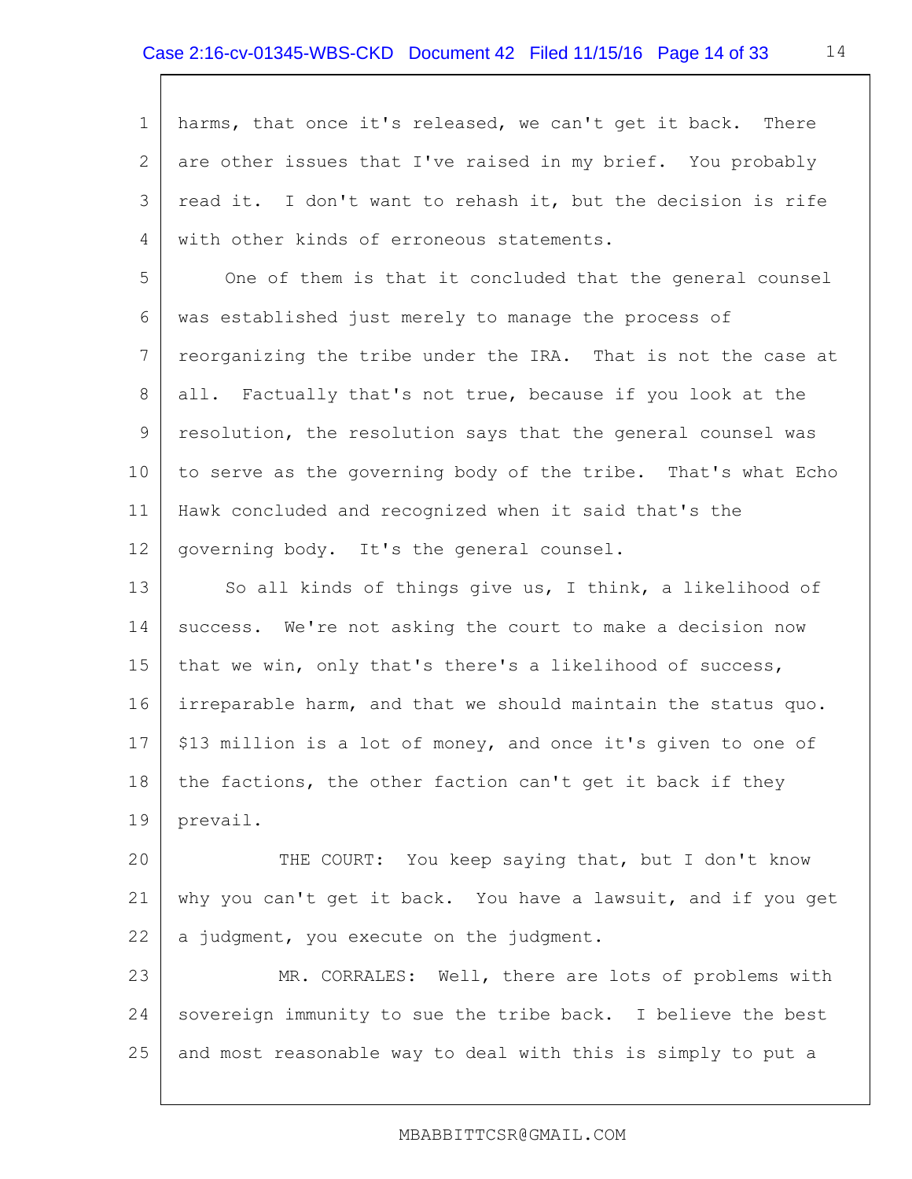harms, that once it's released, we can't get it back. There are other issues that I've raised in my brief. You probably read it. I don't want to rehash it, but the decision is rife with other kinds of erroneous statements.

One of them is that it concluded that the general counsel was established just merely to manage the process of reorganizing the tribe under the IRA. That is not the case at all. Factually that's not true, because if you look at the resolution, the resolution says that the general counsel was to serve as the governing body of the tribe. That's what Echo Hawk concluded and recognized when it said that's the governing body. It's the general counsel.

So all kinds of things give us, I think, a likelihood of success. We're not asking the court to make a decision now that we win, only that's there's a likelihood of success, irreparable harm, and that we should maintain the status quo. $13 million is a lot of money, and once it's given to one of the factions, the other faction can't get it back if they prevail.

THE COURT: You keep saying that, but I don't know why you can't get it back. You have a lawsuit, and if you get a judgment, you execute on the judgment.

MR. CORRALES: Well, there are lots of problems with sovereign immunity to sue the tribe back. I believe the best and most reasonable way to deal with this is simply to put a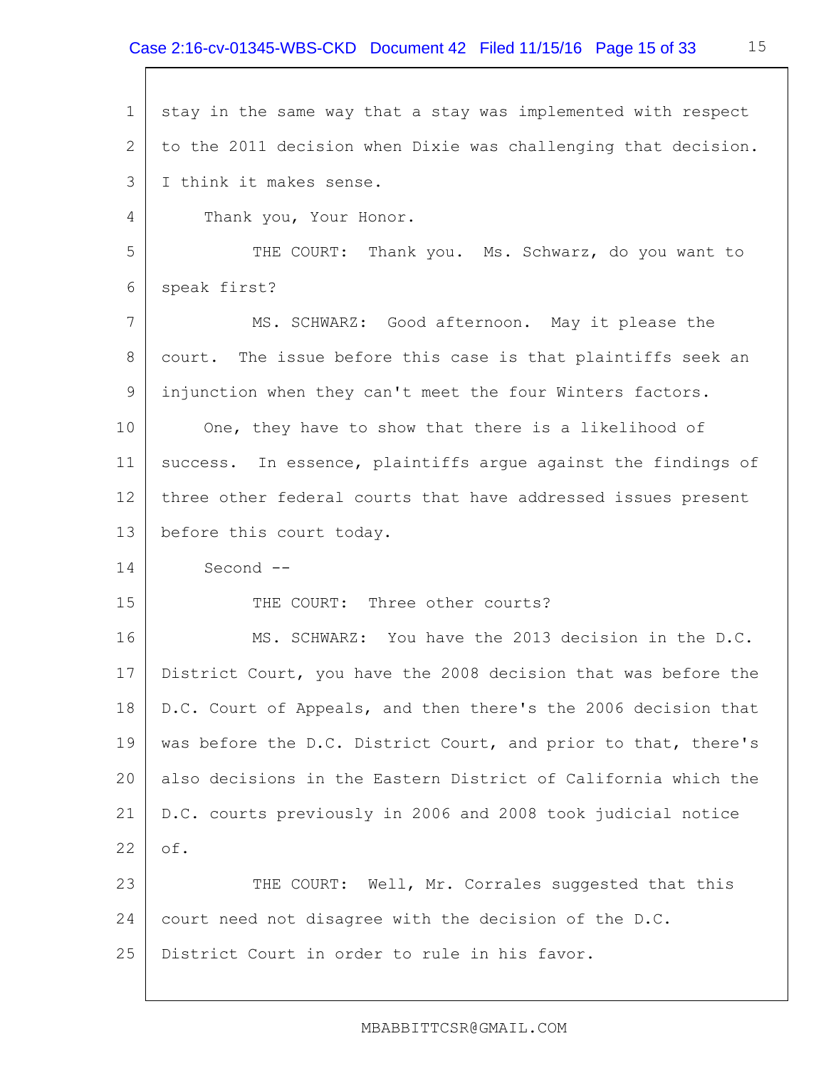stay in the same way that a stay was implemented with respect to the 2011 decision when Dixie was challenging that decision. I think it makes sense.

Thank you, Your Honor.

THE COURT: Thank you. Ms. Schwarz, do you want to speak first?

MS. SCHWARZ: Good afternoon. May it please the court. The issue before this case is that plaintiffs seek an injunction when they can't meet the four Winters factors.

One, they have to show that there is a likelihood of success. In essence, plaintiffs argue against the findings of three other federal courts that have addressed issues present before this court today.

Second --

THE COURT: Three other courts?

MS. SCHWARZ: You have the 2013 decision in the D.C. District Court, you have the 2008 decision that was before the D.C. Court of Appeals, and then there's the 2006 decision that was before the D.C. District Court, and prior to that, there's also decisions in the Eastern District of California which the D.C. courts previously in 2006 and 2008 took judicial notice of.

THE COURT: Well, Mr. Corrales suggested that this court need not disagree with the decision of the D.C. District Court in order to rule in his favor.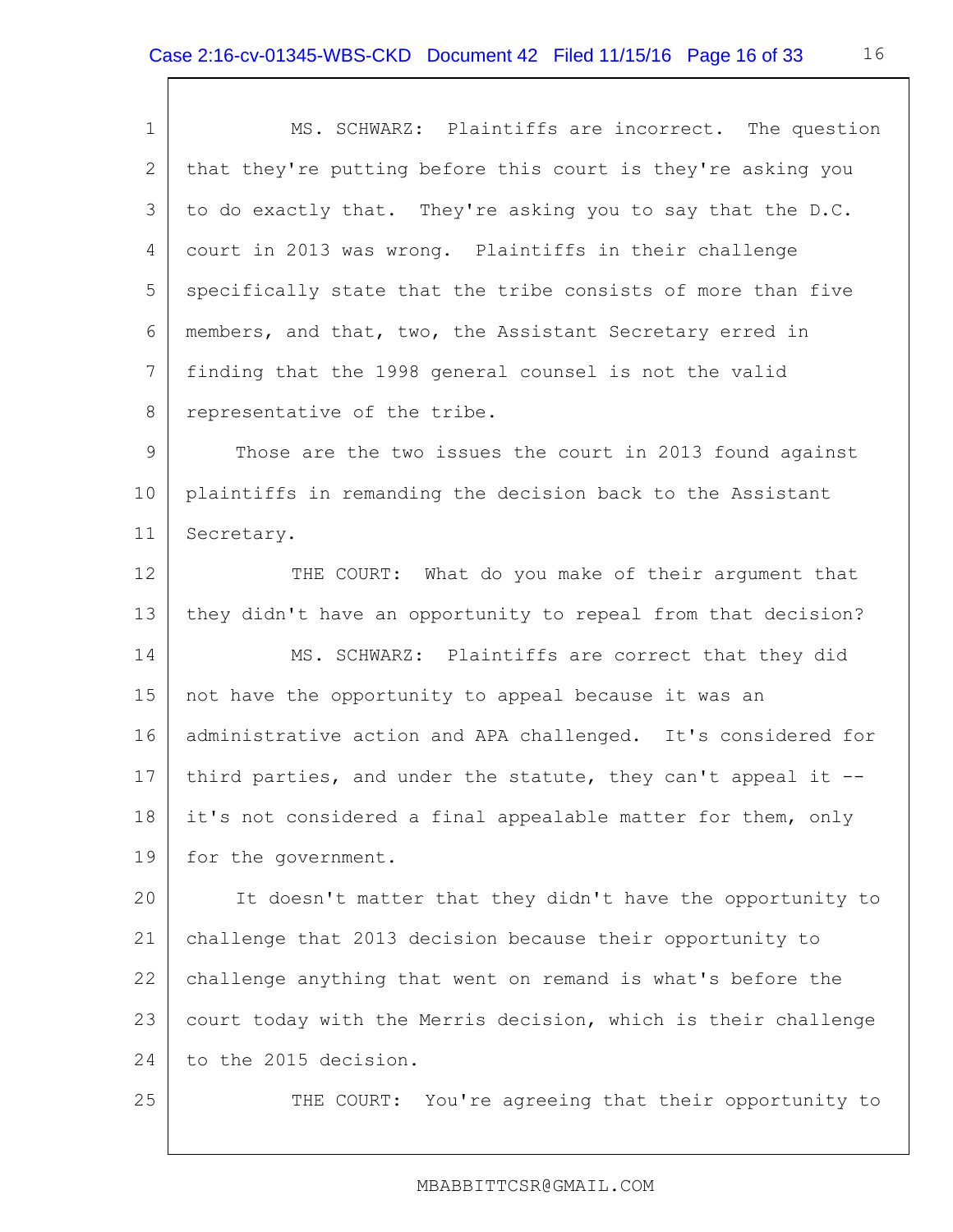MS. SCHWARZ: Plaintiffs are incorrect. The question that they're putting before this court is they're asking you to do exactly that. They're asking you to say that the D.C. court in 2013 was wrong. Plaintiffs in their challenge specifically state that the tribe consists of more than five members, and that, two, the Assistant Secretary erred in finding that the 1998 general counsel is not the valid representative of the tribe.

Those are the two issues the court in 2013 found against plaintiffs in remanding the decision back to the Assistant Secretary.

THE COURT: What do you make of their argument that they didn't have an opportunity to repeal from that decision?

MS. SCHWARZ: Plaintiffs are correct that they did not have the opportunity to appeal because it was an administrative action and APA challenged. It's considered for third parties, and under the statute, they can't appeal it -- it's not considered a final appealable matter for them, only for the government.

It doesn't matter that they didn't have the opportunity to challenge that 2013 decision because their opportunity to challenge anything that went on remand is what's before the court today with the Merris decision, which is their challenge to the 2015 decision.

THE COURT: You're agreeing that their opportunity to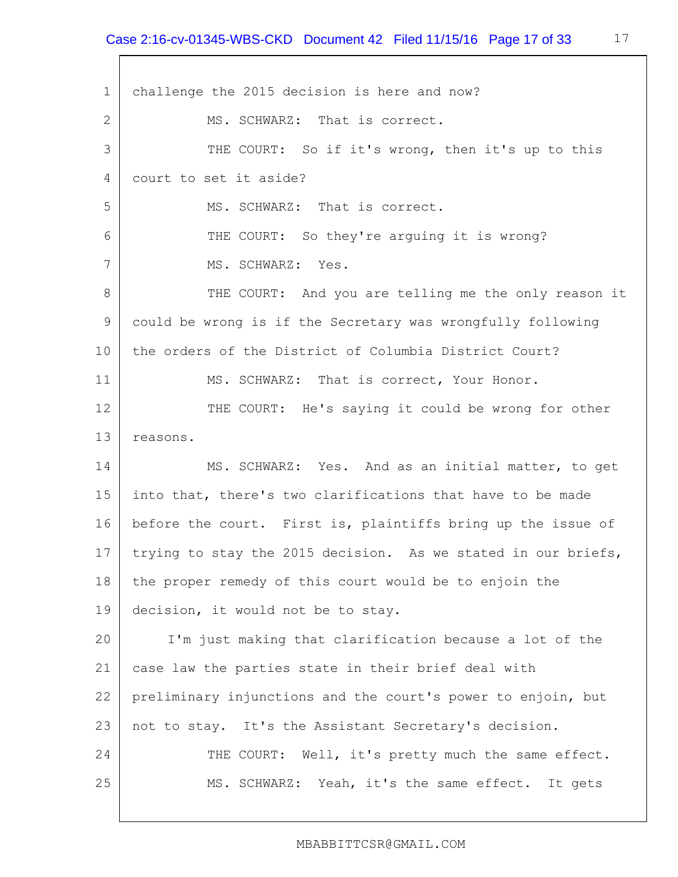1 challenge the 2015 decision is here and now?

2 MS. SCHWARZ: That is correct.

3 THE COURT: So if it's wrong, then it's up to this

4 court to set it aside?

5 MS. SCHWARZ: That is correct.

6 THE COURT: So they're arguing it is wrong?

7 MS. SCHWARZ: Yes.

8 THE COURT: And you are telling me the only reason it

9 could be wrong is if the Secretary was wrongfully following

10 the orders of the District of Columbia District Court?

11 MS. SCHWARZ: That is correct, Your Honor.

12 THE COURT: He's saying it could be wrong for other

13 reasons.

14 MS. SCHWARZ: Yes. And as an initial matter, to get

15 into that, there's two clarifications that have to be made

16 before the court. First is, plaintiffs bring up the issue of

17 trying to stay the 2015 decision. As we stated in our briefs,

18 the proper remedy of this court would be to enjoin the

19 decision, it would not be to stay.

20 I'm just making that clarification because a lot of the

21 case law the parties state in their brief deal with

22 preliminary injunctions and the court's power to enjoin, but

23 not to stay. It's the Assistant Secretary's decision.

24 THE COURT: Well, it's pretty much the same effect.

25 MS. SCHWARZ: Yeah, it's the same effect. It gets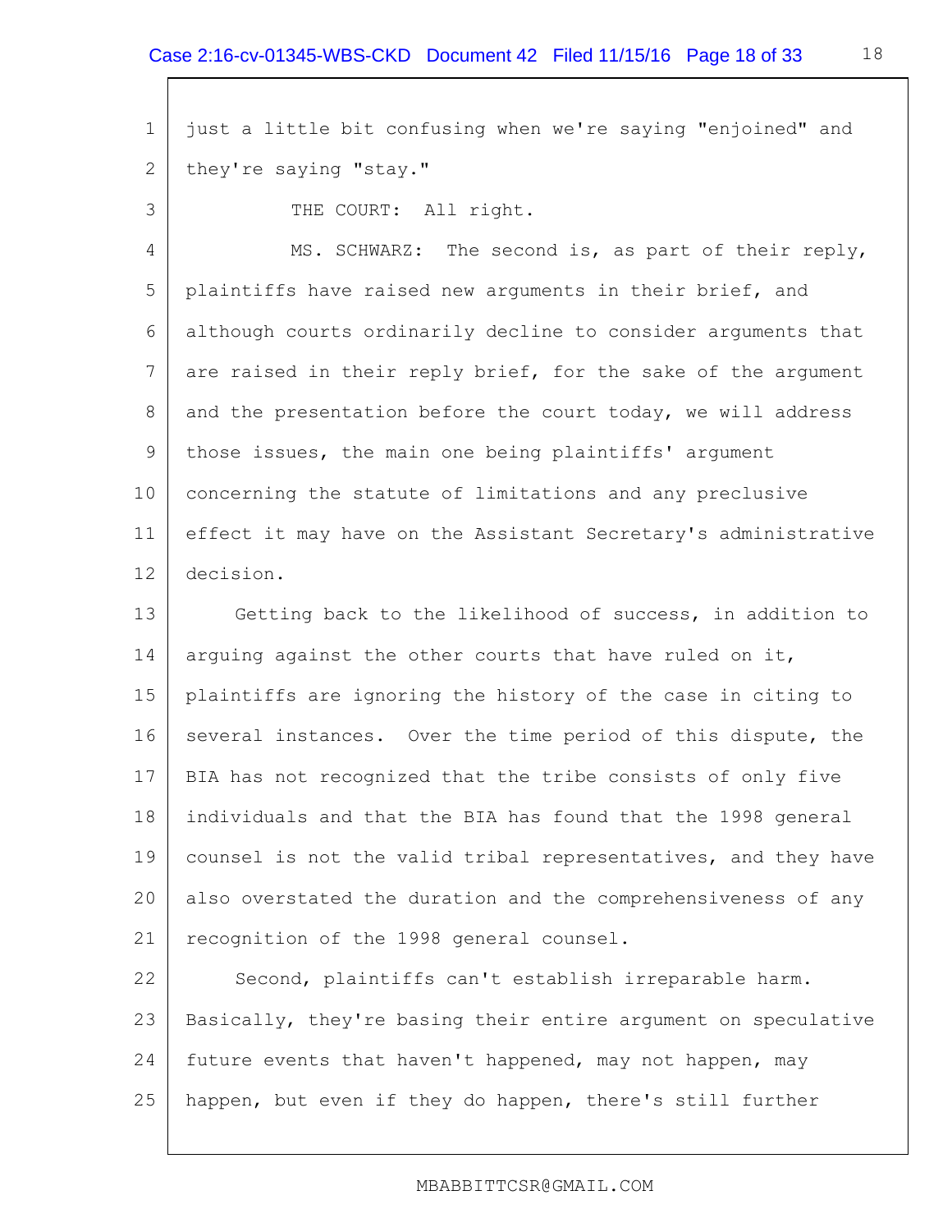just a little bit confusing when we're saying "enjoined" and they're saying "stay."

THE COURT: All right.

MS. SCHWARZ: The second is, as part of their reply, plaintiffs have raised new arguments in their brief, and although courts ordinarily decline to consider arguments that are raised in their reply brief, for the sake of the argument and the presentation before the court today, we will address those issues, the main one being plaintiffs' argument concerning the statute of limitations and any preclusive effect it may have on the Assistant Secretary's administrative decision.

Getting back to the likelihood of success, in addition to arguing against the other courts that have ruled on it, plaintiffs are ignoring the history of the case in citing to several instances. Over the time period of this dispute, the BIA has not recognized that the tribe consists of only five individuals and that the BIA has found that the 1998 general counsel is not the valid tribal representatives, and they have also overstated the duration and the comprehensiveness of any recognition of the 1998 general counsel.

Second, plaintiffs can't establish irreparable harm. Basically, they're basing their entire argument on speculative future events that haven't happened, may not happen, may happen, but even if they do happen, there's still further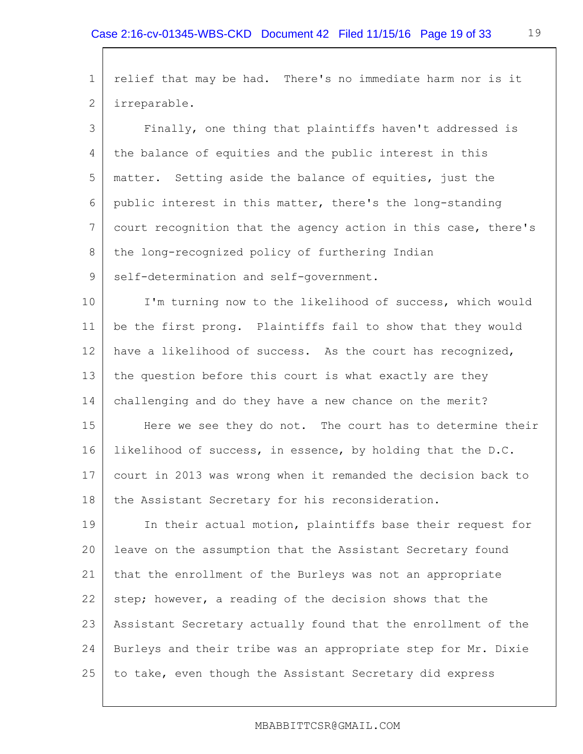relief that may be had. There's no immediate harm nor is it irreparable.

Finally, one thing that plaintiffs haven't addressed is the balance of equities and the public interest in this matter. Setting aside the balance of equities, just the public interest in this matter, there's the long-standing court recognition that the agency action in this case, there's the long-recognized policy of furthering Indian self-determination and self-government.

I'm turning now to the likelihood of success, which would be the first prong. Plaintiffs fail to show that they would have a likelihood of success. As the court has recognized, the question before this court is what exactly are they challenging and do they have a new chance on the merit?

Here we see they do not. The court has to determine their likelihood of success, in essence, by holding that the D.C. court in 2013 was wrong when it remanded the decision back to the Assistant Secretary for his reconsideration.

In their actual motion, plaintiffs base their request for leave on the assumption that the Assistant Secretary found that the enrollment of the Burleys was not an appropriate step; however, a reading of the decision shows that the Assistant Secretary actually found that the enrollment of the Burleys and their tribe was an appropriate step for Mr. Dixie to take, even though the Assistant Secretary did express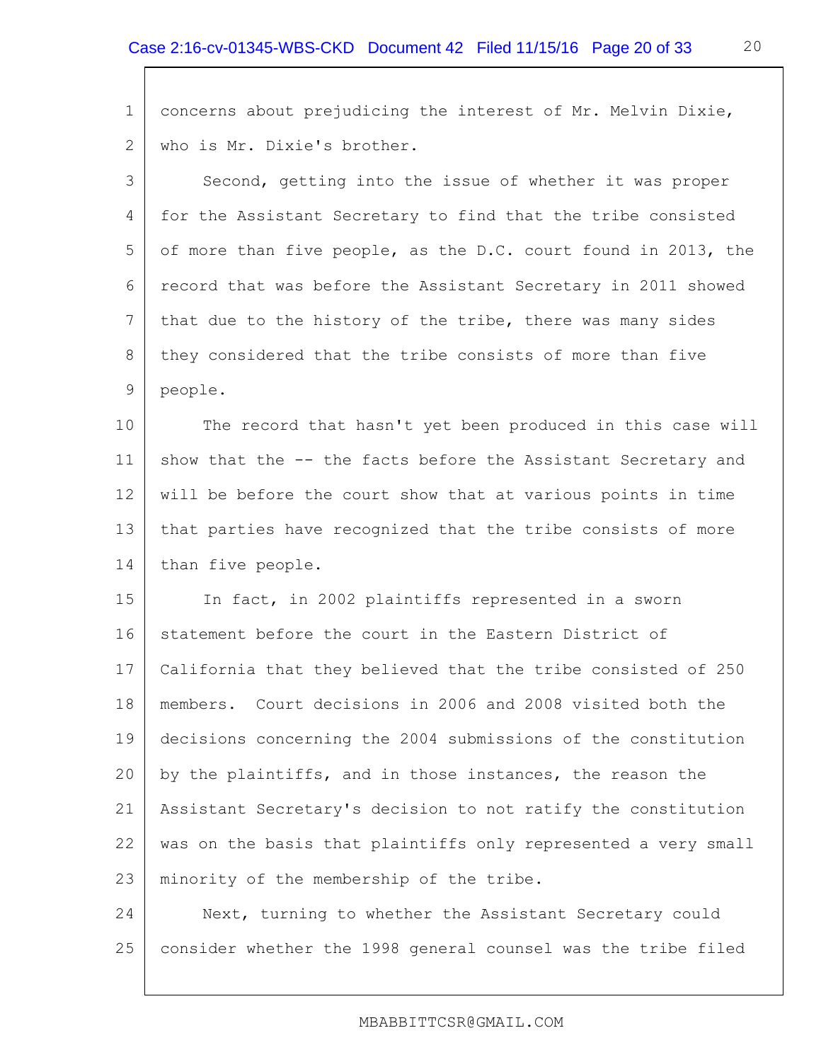concerns about prejudicing the interest of Mr. Melvin Dixie, who is Mr. Dixie's brother.

Second, getting into the issue of whether it was proper for the Assistant Secretary to find that the tribe consisted of more than five people, as the D.C. court found in 2013, the record that was before the Assistant Secretary in 2011 showed that due to the history of the tribe, there was many sides they considered that the tribe consists of more than five people.

The record that hasn't yet been produced in this case will show that the -- the facts before the Assistant Secretary and will be before the court show that at various points in time that parties have recognized that the tribe consists of more than five people.

In fact, in 2002 plaintiffs represented in a sworn statement before the court in the Eastern District of California that they believed that the tribe consisted of 250 members. Court decisions in 2006 and 2008 visited both the decisions concerning the 2004 submissions of the constitution by the plaintiffs, and in those instances, the reason the Assistant Secretary's decision to not ratify the constitution was on the basis that plaintiffs only represented a very small minority of the membership of the tribe.

Next, turning to whether the Assistant Secretary could consider whether the 1998 general counsel was the tribe filed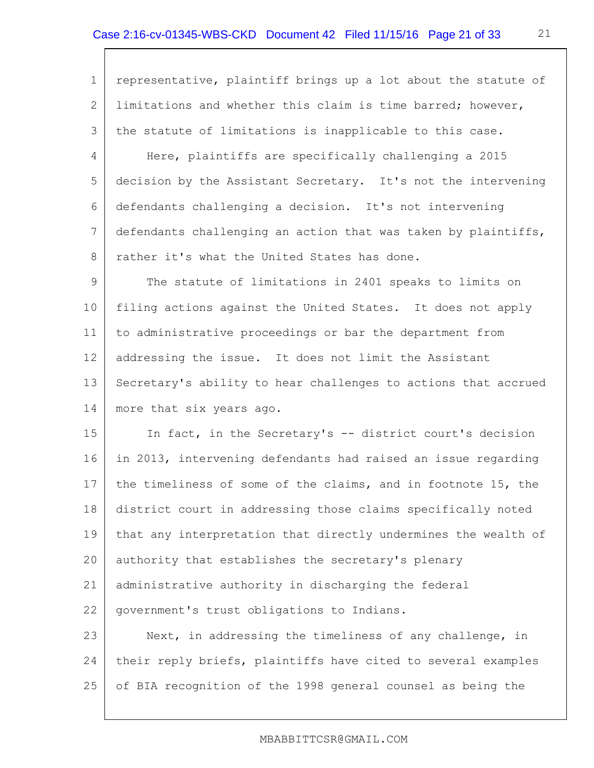representative, plaintiff brings up a lot about the statute of limitations and whether this claim is time barred; however, the statute of limitations is inapplicable to this case.

Here, plaintiffs are specifically challenging a 2015 decision by the Assistant Secretary. It's not the intervening defendants challenging a decision. It's not intervening defendants challenging an action that was taken by plaintiffs, rather it's what the United States has done.

The statute of limitations in 2401 speaks to limits on filing actions against the United States. It does not apply to administrative proceedings or bar the department from addressing the issue. It does not limit the Assistant Secretary's ability to hear challenges to actions that accrued more that six years ago.

In fact, in the Secretary's -- district court's decision in 2013, intervening defendants had raised an issue regarding the timeliness of some of the claims, and in footnote 15, the district court in addressing those claims specifically noted that any interpretation that directly undermines the wealth of authority that establishes the secretary's plenary administrative authority in discharging the federal government's trust obligations to Indians.

Next, in addressing the timeliness of any challenge, in their reply briefs, plaintiffs have cited to several examples of BIA recognition of the 1998 general counsel as being the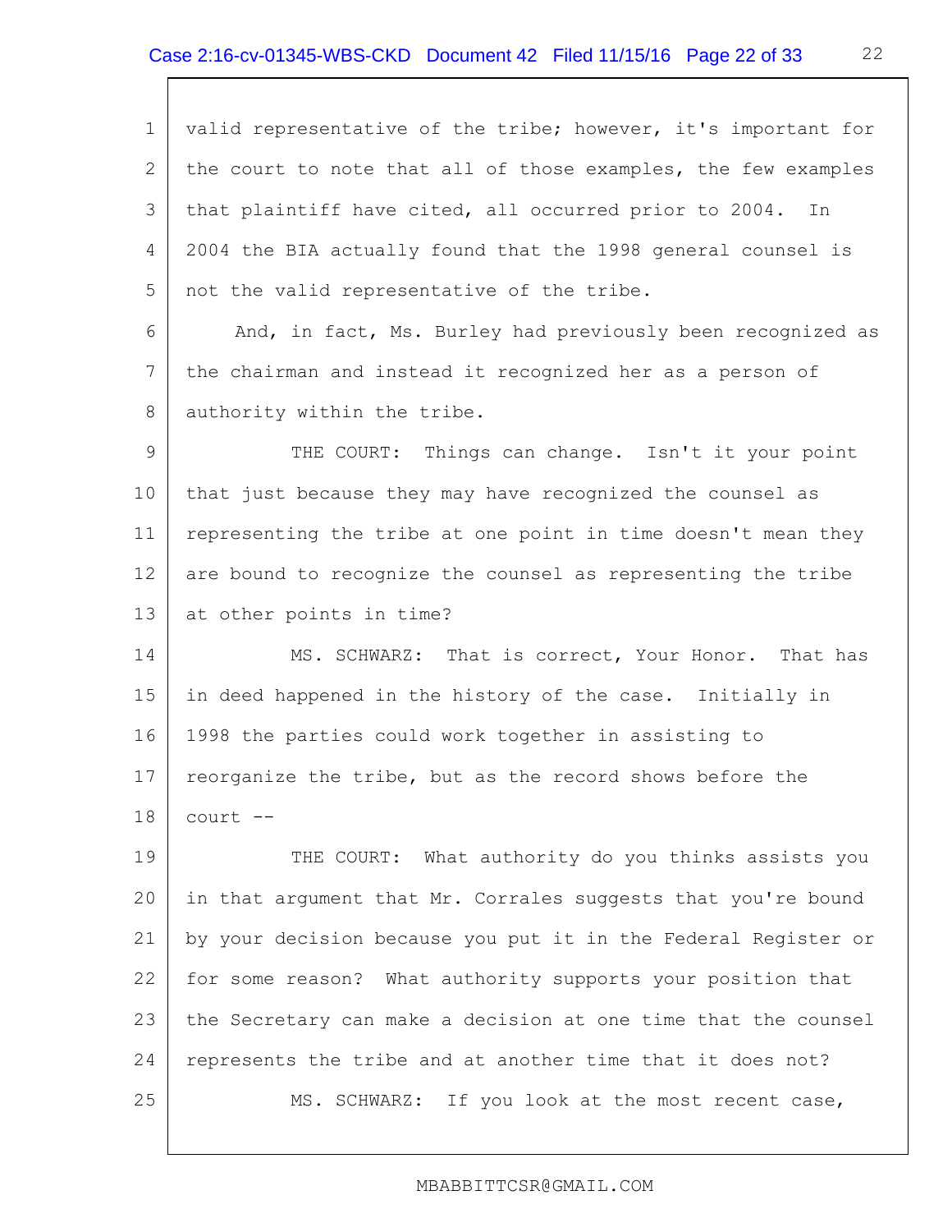valid representative of the tribe; however, it's important for the court to note that all of those examples, the few examples that plaintiff have cited, all occurred prior to 2004. In 2004 the BIA actually found that the 1998 general counsel is not the valid representative of the tribe.

And, in fact, Ms. Burley had previously been recognized as the chairman and instead it recognized her as a person of authority within the tribe.

THE COURT: Things can change. Isn't it your point that just because they may have recognized the counsel as representing the tribe at one point in time doesn't mean they are bound to recognize the counsel as representing the tribe at other points in time?

MS. SCHWARZ: That is correct, Your Honor. That has in deed happened in the history of the case. Initially in 1998 the parties could work together in assisting to reorganize the tribe, but as the record shows before the court --

THE COURT: What authority do you thinks assists you in that argument that Mr. Corrales suggests that you're bound by your decision because you put it in the Federal Register or for some reason? What authority supports your position that the Secretary can make a decision at one time that the counsel represents the tribe and at another time that it does not?

MS. SCHWARZ: If you look at the most recent case,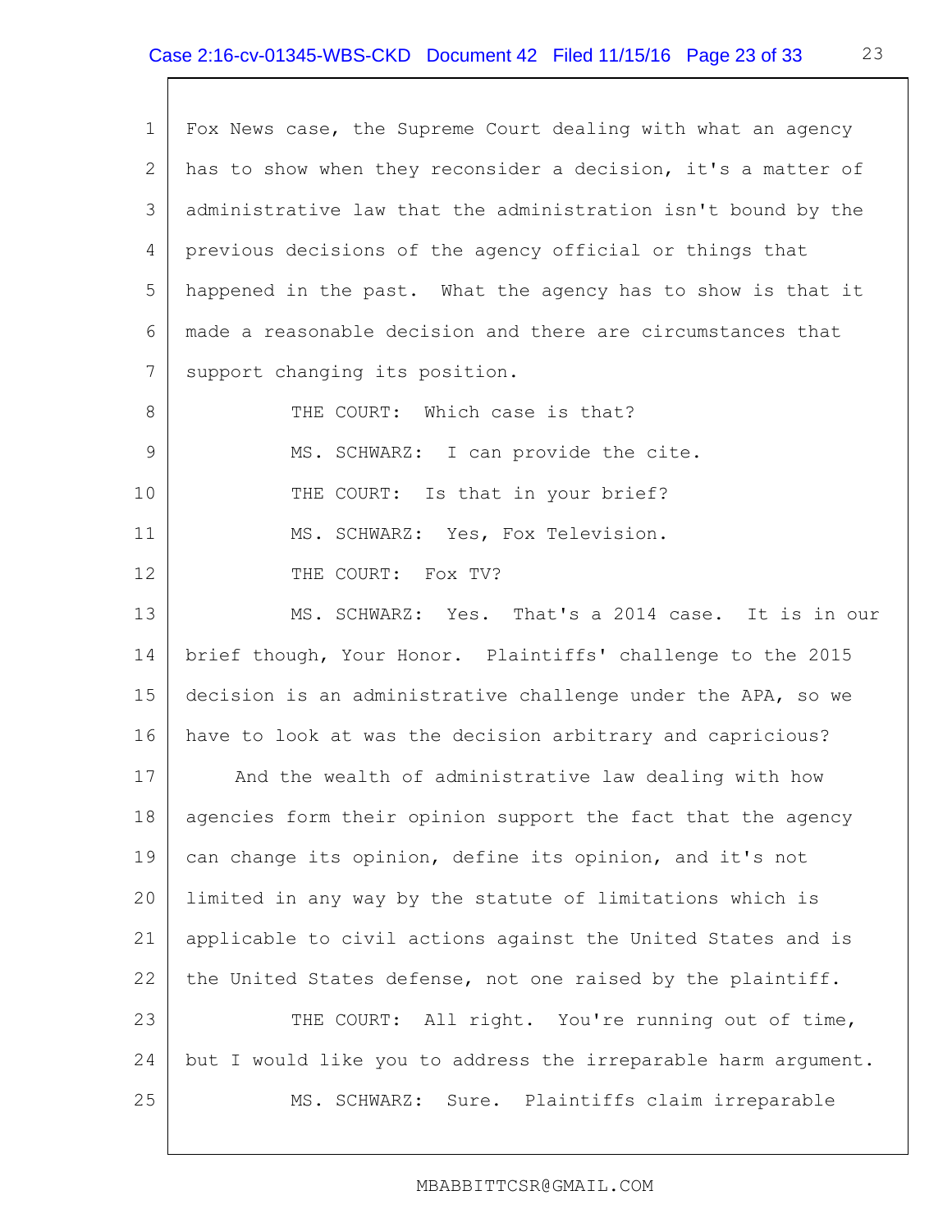Fox News case, the Supreme Court dealing with what an agency has to show when they reconsider a decision, it's a matter of administrative law that the administration isn't bound by the previous decisions of the agency official or things that happened in the past. What the agency has to show is that it made a reasonable decision and there are circumstances that support changing its position.

THE COURT: Which case is that?

MS. SCHWARZ: I can provide the cite.

THE COURT: Is that in your brief?

MS. SCHWARZ: Yes, Fox Television.

THE COURT: Fox TV?

MS. SCHWARZ: Yes. That's a 2014 case. It is in our brief though, Your Honor. Plaintiffs' challenge to the 2015 decision is an administrative challenge under the APA, so we have to look at was the decision arbitrary and capricious?

And the wealth of administrative law dealing with how agencies form their opinion support the fact that the agency can change its opinion, define its opinion, and it's not limited in any way by the statute of limitations which is applicable to civil actions against the United States and is the United States defense, not one raised by the plaintiff.

THE COURT: All right. You're running out of time, but I would like you to address the irreparable harm argument.

MS. SCHWARZ: Sure. Plaintiffs claim irreparable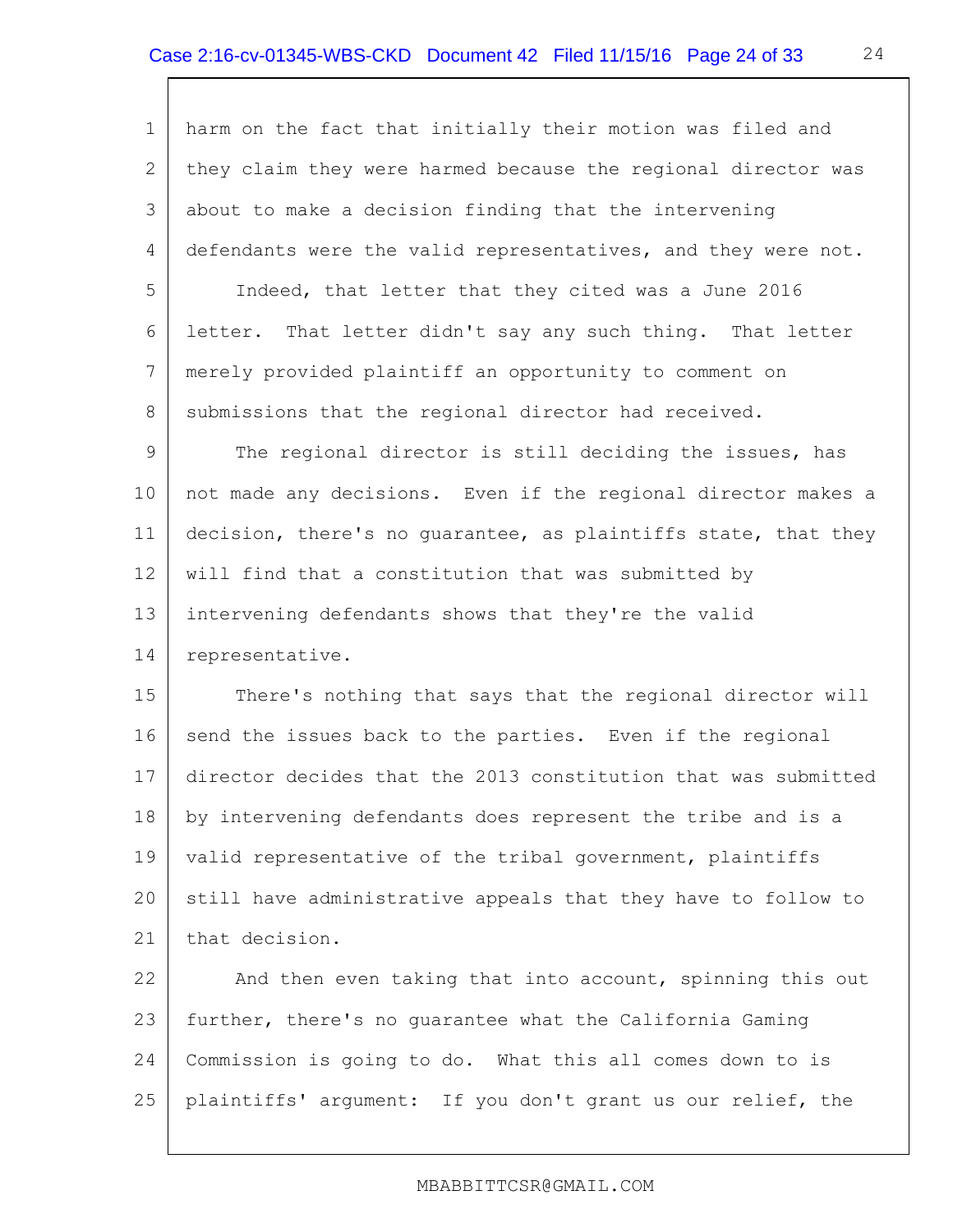harm on the fact that initially their motion was filed and they claim they were harmed because the regional director was about to make a decision finding that the intervening defendants were the valid representatives, and they were not.

Indeed, that letter that they cited was a June 2016 letter. That letter didn't say any such thing. That letter merely provided plaintiff an opportunity to comment on submissions that the regional director had received.

The regional director is still deciding the issues, has not made any decisions. Even if the regional director makes a decision, there's no guarantee, as plaintiffs state, that they will find that a constitution that was submitted by intervening defendants shows that they're the valid representative.

There's nothing that says that the regional director will send the issues back to the parties. Even if the regional director decides that the 2013 constitution that was submitted by intervening defendants does represent the tribe and is a valid representative of the tribal government, plaintiffs still have administrative appeals that they have to follow to that decision.

And then even taking that into account, spinning this out further, there's no guarantee what the California Gaming Commission is going to do. What this all comes down to is plaintiffs' argument: If you don't grant us our relief, the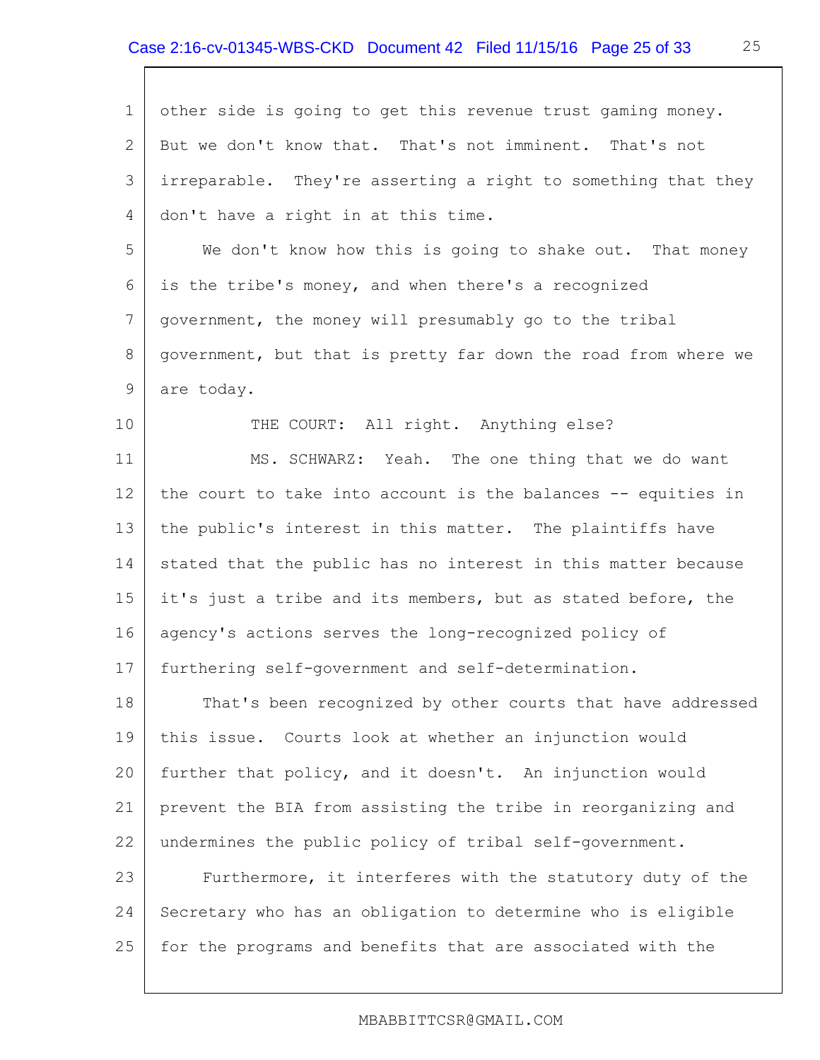other side is going to get this revenue trust gaming money. But we don't know that. That's not imminent. That's not irreparable. They're asserting a right to something that they don't have a right in at this time.

We don't know how this is going to shake out. That money is the tribe's money, and when there's a recognized government, the money will presumably go to the tribal government, but that is pretty far down the road from where we are today.

THE COURT: All right. Anything else?

MS. SCHWARZ: Yeah. The one thing that we do want the court to take into account is the balances -- equities in the public's interest in this matter. The plaintiffs have stated that the public has no interest in this matter because it's just a tribe and its members, but as stated before, the agency's actions serves the long-recognized policy of furthering self-government and self-determination.

That's been recognized by other courts that have addressed this issue. Courts look at whether an injunction would further that policy, and it doesn't. An injunction would prevent the BIA from assisting the tribe in reorganizing and undermines the public policy of tribal self-government.

Furthermore, it interferes with the statutory duty of the Secretary who has an obligation to determine who is eligible for the programs and benefits that are associated with the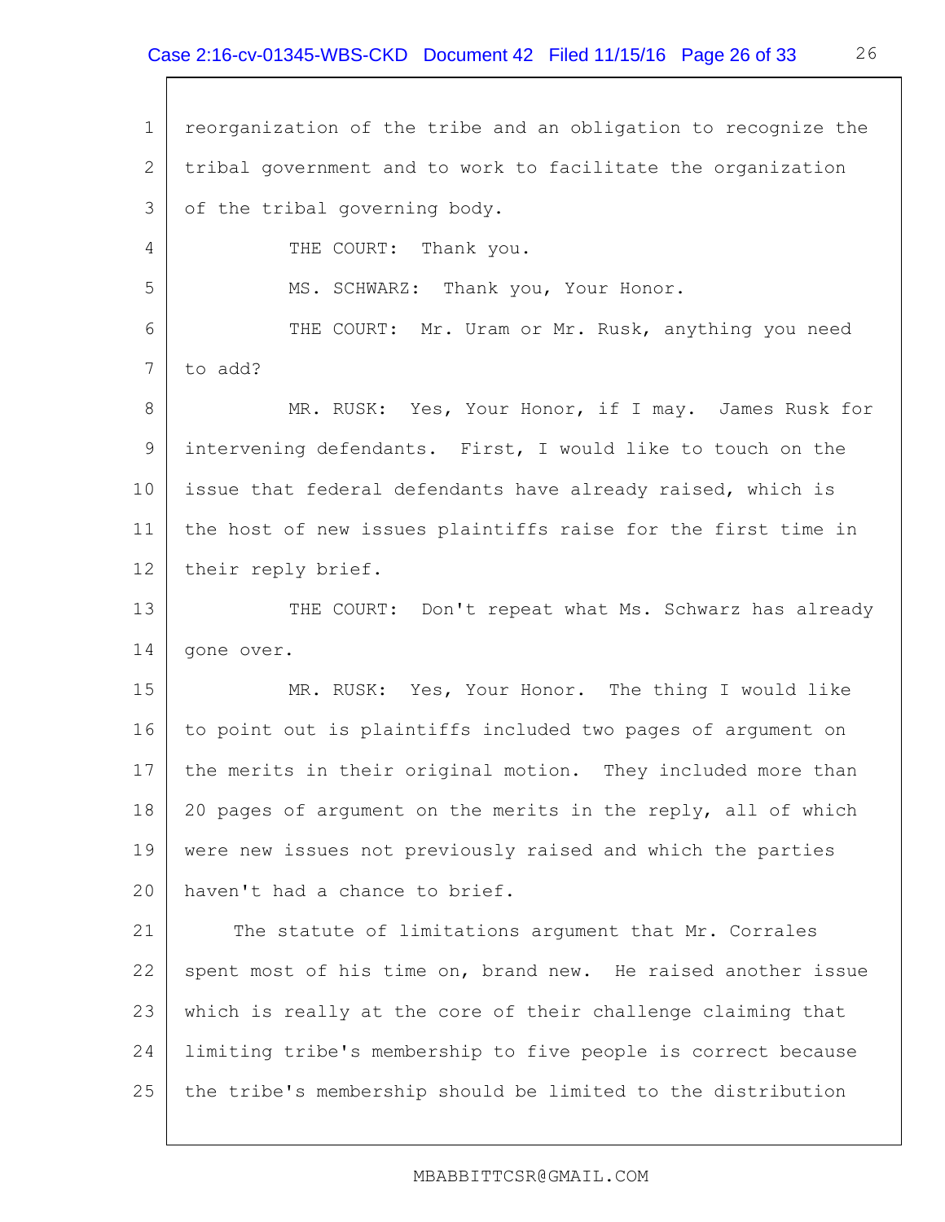reorganization of the tribe and an obligation to recognize the tribal government and to work to facilitate the organization of the tribal governing body.

THE COURT: Thank you.

MS. SCHWARZ: Thank you, Your Honor.

THE COURT: Mr. Uram or Mr. Rusk, anything you need to add?

MR. RUSK: Yes, Your Honor, if I may. James Rusk for intervening defendants. First, I would like to touch on the issue that federal defendants have already raised, which is the host of new issues plaintiffs raise for the first time in their reply brief.

THE COURT: Don't repeat what Ms. Schwarz has already gone over.

MR. RUSK: Yes, Your Honor. The thing I would like to point out is plaintiffs included two pages of argument on the merits in their original motion. They included more than 20 pages of argument on the merits in the reply, all of which were new issues not previously raised and which the parties haven't had a chance to brief.

The statute of limitations argument that Mr. Corrales spent most of his time on, brand new. He raised another issue which is really at the core of their challenge claiming that limiting tribe's membership to five people is correct because the tribe's membership should be limited to the distribution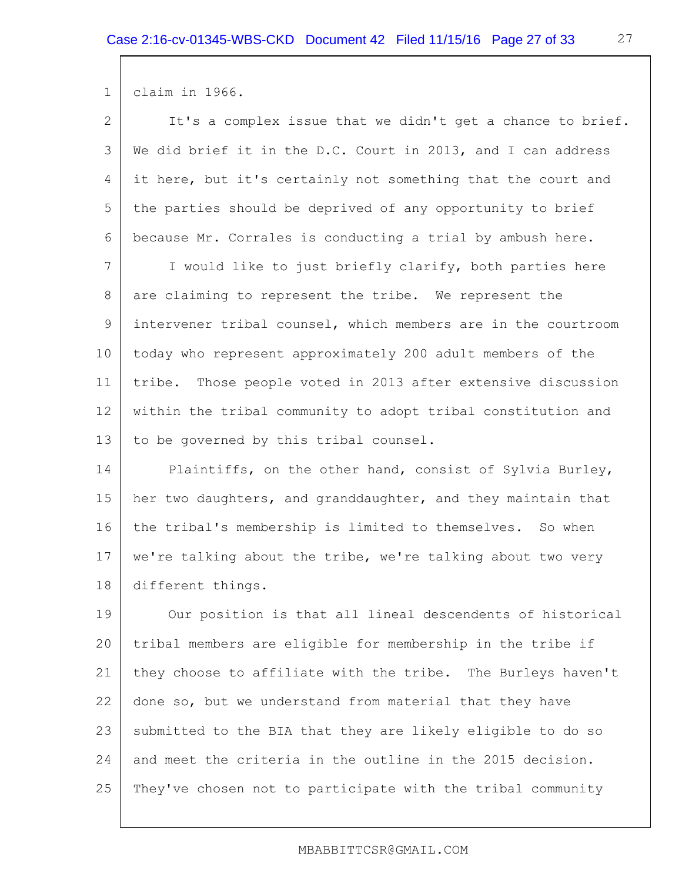claim in 1966.

It's a complex issue that we didn't get a chance to brief. We did brief it in the D.C. Court in 2013, and I can address it here, but it's certainly not something that the court and the parties should be deprived of any opportunity to brief because Mr. Corrales is conducting a trial by ambush here.

I would like to just briefly clarify, both parties here are claiming to represent the tribe. We represent the intervener tribal counsel, which members are in the courtroom today who represent approximately 200 adult members of the tribe. Those people voted in 2013 after extensive discussion within the tribal community to adopt tribal constitution and to be governed by this tribal counsel.

Plaintiffs, on the other hand, consist of Sylvia Burley, her two daughters, and granddaughter, and they maintain that the tribal's membership is limited to themselves. So when we're talking about the tribe, we're talking about two very different things.

Our position is that all lineal descendents of historical tribal members are eligible for membership in the tribe if they choose to affiliate with the tribe. The Burleys haven't done so, but we understand from material that they have submitted to the BIA that they are likely eligible to do so and meet the criteria in the outline in the 2015 decision. They've chosen not to participate with the tribal community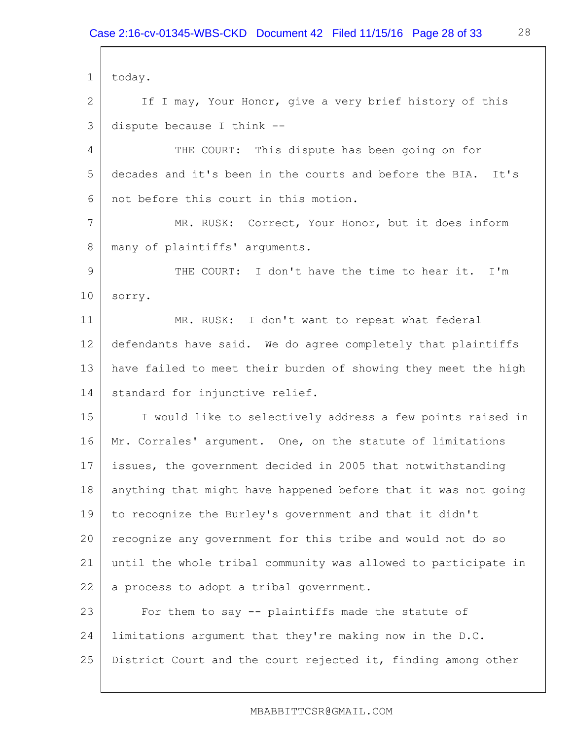today.

If I may, Your Honor, give a very brief history of this dispute because I think --

THE COURT: This dispute has been going on for decades and it's been in the courts and before the BIA. It's not before this court in this motion.

MR. RUSK: Correct, Your Honor, but it does inform many of plaintiffs' arguments.

THE COURT: I don't have the time to hear it. I'm sorry.

MR. RUSK: I don't want to repeat what federal defendants have said. We do agree completely that plaintiffs have failed to meet their burden of showing they meet the high standard for injunctive relief.

I would like to selectively address a few points raised in Mr. Corrales' argument. One, on the statute of limitations issues, the government decided in 2005 that notwithstanding anything that might have happened before that it was not going to recognize the Burley's government and that it didn't recognize any government for this tribe and would not do so until the whole tribal community was allowed to participate in a process to adopt a tribal government.

For them to say -- plaintiffs made the statute of limitations argument that they're making now in the D.C. District Court and the court rejected it, finding among other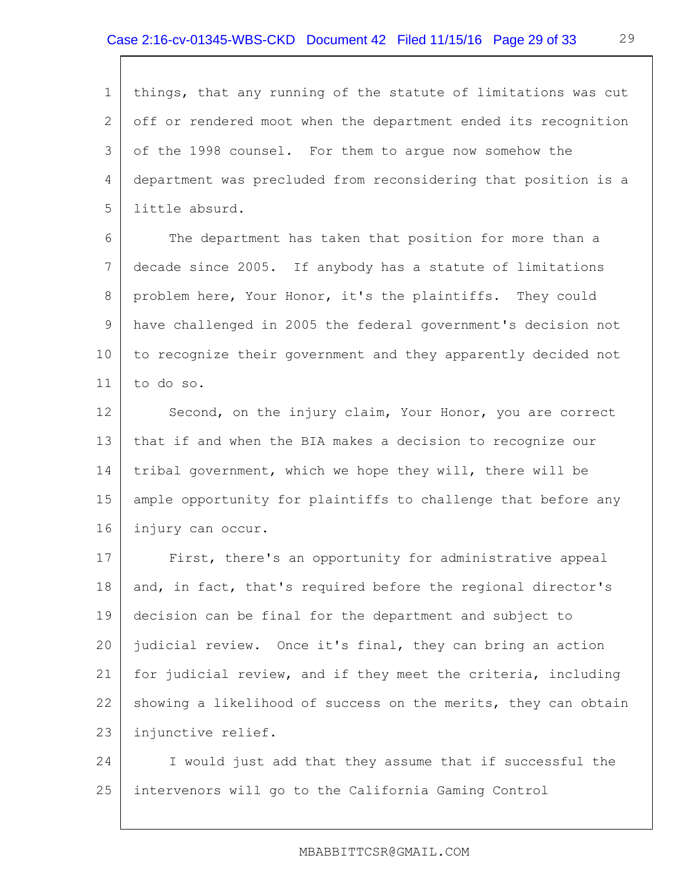things, that any running of the statute of limitations was cut off or rendered moot when the department ended its recognition of the 1998 counsel. For them to argue now somehow the department was precluded from reconsidering that position is a little absurd.

The department has taken that position for more than a decade since 2005. If anybody has a statute of limitations problem here, Your Honor, it's the plaintiffs. They could have challenged in 2005 the federal government's decision not to recognize their government and they apparently decided not to do so.

Second, on the injury claim, Your Honor, you are correct that if and when the BIA makes a decision to recognize our tribal government, which we hope they will, there will be ample opportunity for plaintiffs to challenge that before any injury can occur.

First, there's an opportunity for administrative appeal and, in fact, that's required before the regional director's decision can be final for the department and subject to judicial review. Once it's final, they can bring an action for judicial review, and if they meet the criteria, including showing a likelihood of success on the merits, they can obtain injunctive relief.

I would just add that they assume that if successful the intervenors will go to the California Gaming Control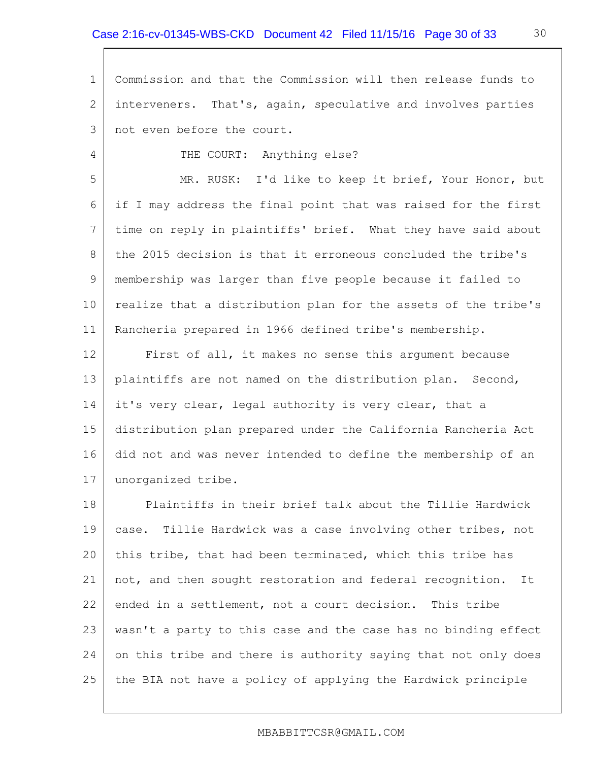Commission and that the Commission will then release funds to interveners. That's, again, speculative and involves parties not even before the court.

THE COURT: Anything else?

MR. RUSK: I'd like to keep it brief, Your Honor, but if I may address the final point that was raised for the first time on reply in plaintiffs' brief. What they have said about the 2015 decision is that it erroneous concluded the tribe's membership was larger than five people because it failed to realize that a distribution plan for the assets of the tribe's Rancheria prepared in 1966 defined tribe's membership.

First of all, it makes no sense this argument because plaintiffs are not named on the distribution plan. Second, it's very clear, legal authority is very clear, that a distribution plan prepared under the California Rancheria Act did not and was never intended to define the membership of an unorganized tribe.

Plaintiffs in their brief talk about the Tillie Hardwick case. Tillie Hardwick was a case involving other tribes, not this tribe, that had been terminated, which this tribe has not, and then sought restoration and federal recognition. It ended in a settlement, not a court decision. This tribe wasn't a party to this case and the case has no binding effect on this tribe and there is authority saying that not only does the BIA not have a policy of applying the Hardwick principle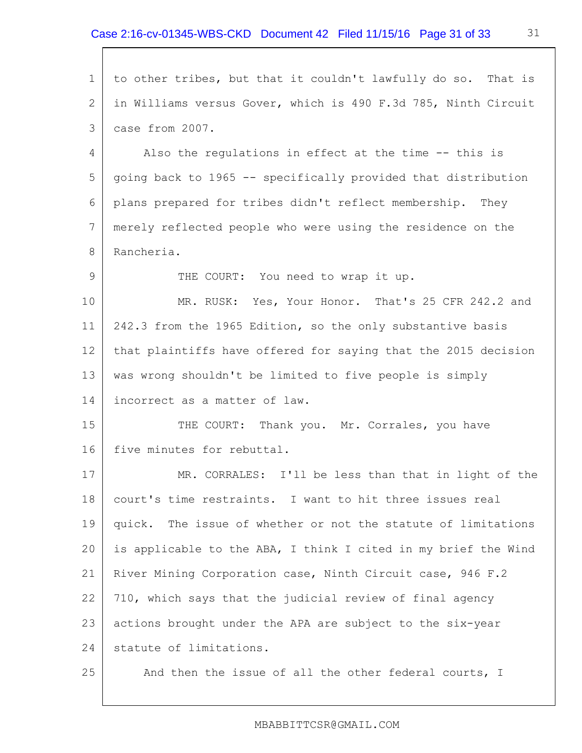1 to other tribes, but that it couldn't lawfully do so. That is
2 in Williams versus Gover, which is 490 F.3d 785, Ninth Circuit
3 case from 2007.

4 Also the regulations in effect at the time -- this is
5 going back to 1965 -- specifically provided that distribution
6 plans prepared for tribes didn't reflect membership. They
7 merely reflected people who were using the residence on the
8 Rancheria.

9 THE COURT: You need to wrap it up.

10 MR. RUSK: Yes, Your Honor. That's 25 CFR 242.2 and
11 242.3 from the 1965 Edition, so the only substantive basis
12 that plaintiffs have offered for saying that the 2015 decision
13 was wrong shouldn't be limited to five people is simply
14 incorrect as a matter of law.

15 THE COURT: Thank you. Mr. Corrales, you have
16 five minutes for rebuttal.

17 MR. CORRALES: I'll be less than that in light of the
18 court's time restraints. I want to hit three issues real
19 quick. The issue of whether or not the statute of limitations
20 is applicable to the ABA, I think I cited in my brief the Wind
21 River Mining Corporation case, Ninth Circuit case, 946 F.2
22 710, which says that the judicial review of final agency
23 actions brought under the APA are subject to the six-year
24 statute of limitations.

25 And then the issue of all the other federal courts, I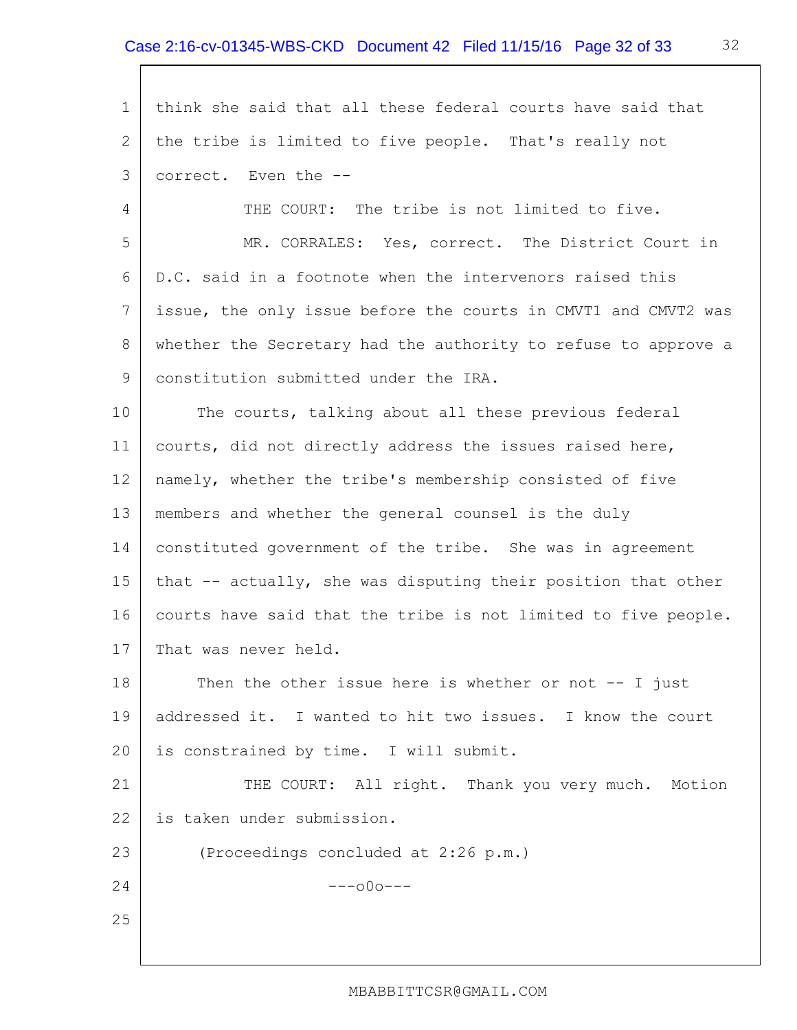think she said that all these federal courts have said that the tribe is limited to five people. That's really not correct. Even the --

THE COURT: The tribe is not limited to five.

MR. CORRALES: Yes, correct. The District Court in D.C. said in a footnote when the intervenors raised this issue, the only issue before the courts in CMVT1 and CMVT2 was whether the Secretary had the authority to refuse to approve a constitution submitted under the IRA.

The courts, talking about all these previous federal courts, did not directly address the issues raised here, namely, whether the tribe's membership consisted of five members and whether the general counsel is the duly constituted government of the tribe. She was in agreement that -- actually, she was disputing their position that other courts have said that the tribe is not limited to five people. That was never held.

Then the other issue here is whether or not -- I just addressed it. I wanted to hit two issues. I know the court is constrained by time. I will submit.

THE COURT: All right. Thank you very much. Motion is taken under submission.

(Proceedings concluded at 2:26 p.m.)

---o0o---

MBABBITTCSR@GMAIL.COM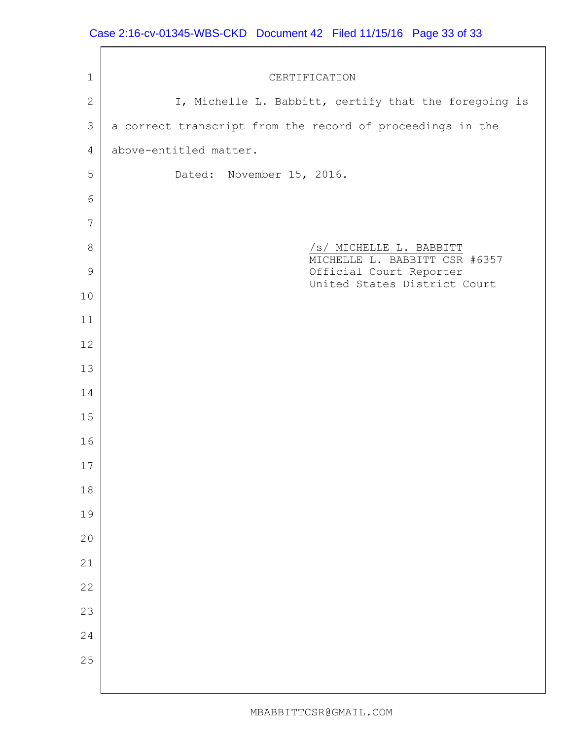# CERTIFICATION

I, Michelle L. Babbitt, certify that the foregoing is a correct transcript from the record of proceedings in the above-entitled matter.

Dated: November 15, 2016.

/s/ MICHELLE L. BABBITT
MICHELLE L. BABBITT CSR #6357
Official Court Reporter
United States District Court

MBABBITTCSR@GMAIL.COM